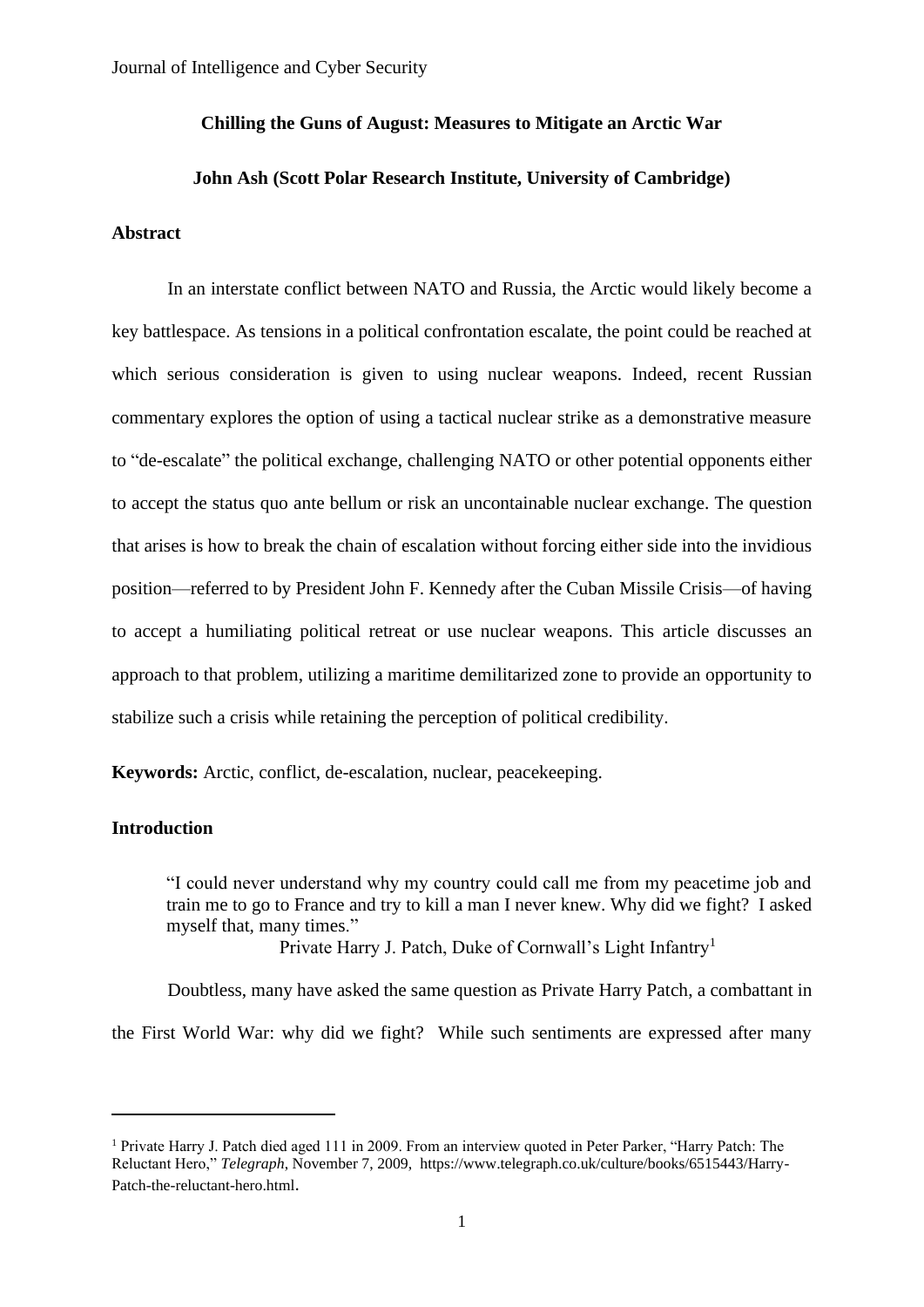# Chilling the Guns of August: Measures to Mitigate an Arctic War

**John Ash (Scott Polar Research Institute, University of Cambridge)**

## Abstract

In an interstate conflict between NATO and Russia, the Arctic would likely become a key battlespace. As tensions in a political confrontation escalate, the point could be reached at which serious consideration is given to using nuclear weapons. Indeed, recent Russian commentary explores the option of using a tactical nuclear strike as a demonstrative measure to "de-escalate" the political exchange, challenging NATO or other potential opponents either to accept the status quo ante bellum or risk an uncontainable nuclear exchange. The question that arises is how to break the chain of escalation without forcing either side into the invidious position—referred to by President John F. Kennedy after the Cuban Missile Crisis—of having to accept a humiliating political retreat or use nuclear weapons. This article discusses an approach to that problem, utilizing a maritime demilitarized zone to provide an opportunity to stabilize such a crisis while retaining the perception of political credibility.

**Keywords:** Arctic, conflict, de-escalation, nuclear, peacekeeping.

## Introduction

> "I could never understand why my country could call me from my peacetime job and train me to go to France and try to kill a man I never knew. Why did we fight? I asked myself that, many times."
>
> Private Harry J. Patch, Duke of Cornwall's Light Infantry[1]

Doubtless, many have asked the same question as Private Harry Patch, a combattant in the First World War: why did we fight? While such sentiments are expressed after many

---

[1] Private Harry J. Patch died aged 111 in 2009. From an interview quoted in Peter Parker, "Harry Patch: The Reluctant Hero," *Telegraph*, November 7, 2009, https://www.telegraph.co.uk/culture/books/6515443/Harry-Patch-the-reluctant-hero.html.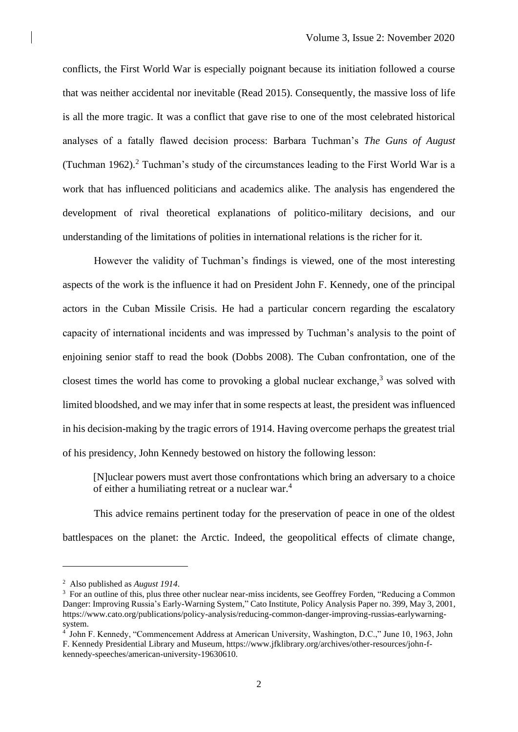conflicts, the First World War is especially poignant because its initiation followed a course that was neither accidental nor inevitable (Read 2015). Consequently, the massive loss of life is all the more tragic. It was a conflict that gave rise to one of the most celebrated historical analyses of a fatally flawed decision process: Barbara Tuchman's *The Guns of August* (Tuchman 1962).[2] Tuchman's study of the circumstances leading to the First World War is a work that has influenced politicians and academics alike. The analysis has engendered the development of rival theoretical explanations of politico-military decisions, and our understanding of the limitations of polities in international relations is the richer for it.

However the validity of Tuchman's findings is viewed, one of the most interesting aspects of the work is the influence it had on President John F. Kennedy, one of the principal actors in the Cuban Missile Crisis. He had a particular concern regarding the escalatory capacity of international incidents and was impressed by Tuchman's analysis to the point of enjoining senior staff to read the book (Dobbs 2008). The Cuban confrontation, one of the closest times the world has come to provoking a global nuclear exchange,[3] was solved with limited bloodshed, and we may infer that in some respects at least, the president was influenced in his decision-making by the tragic errors of 1914. Having overcome perhaps the greatest trial of his presidency, John Kennedy bestowed on history the following lesson:

> [N]uclear powers must avert those confrontations which bring an adversary to a choice of either a humiliating retreat or a nuclear war.[4]

This advice remains pertinent today for the preservation of peace in one of the oldest battlespaces on the planet: the Arctic. Indeed, the geopolitical effects of climate change,

---

[2] Also published as *August 1914*.

[3] For an outline of this, plus three other nuclear near-miss incidents, see Geoffrey Forden, "Reducing a Common Danger: Improving Russia's Early-Warning System," Cato Institute, Policy Analysis Paper no. 399, May 3, 2001, https://www.cato.org/publications/policy-analysis/reducing-common-danger-improving-russias-earlywarning-system.

[4] John F. Kennedy, "Commencement Address at American University, Washington, D.C.," June 10, 1963, John F. Kennedy Presidential Library and Museum, https://www.jfklibrary.org/archives/other-resources/john-f-kennedy-speeches/american-university-19630610.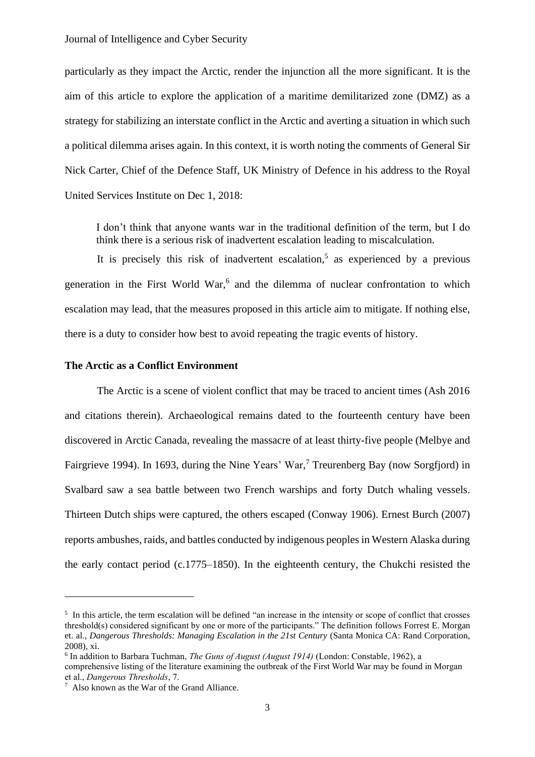particularly as they impact the Arctic, render the injunction all the more significant. It is the aim of this article to explore the application of a maritime demilitarized zone (DMZ) as a strategy for stabilizing an interstate conflict in the Arctic and averting a situation in which such a political dilemma arises again. In this context, it is worth noting the comments of General Sir Nick Carter, Chief of the Defence Staff, UK Ministry of Defence in his address to the Royal United Services Institute on Dec 1, 2018:

> I don't think that anyone wants war in the traditional definition of the term, but I do think there is a serious risk of inadvertent escalation leading to miscalculation.

It is precisely this risk of inadvertent escalation,[5] as experienced by a previous generation in the First World War,[6] and the dilemma of nuclear confrontation to which escalation may lead, that the measures proposed in this article aim to mitigate. If nothing else, there is a duty to consider how best to avoid repeating the tragic events of history.

## The Arctic as a Conflict Environment

The Arctic is a scene of violent conflict that may be traced to ancient times (Ash 2016 and citations therein). Archaeological remains dated to the fourteenth century have been discovered in Arctic Canada, revealing the massacre of at least thirty-five people (Melbye and Fairgrieve 1994). In 1693, during the Nine Years' War,[7] Treurenberg Bay (now Sorgfjord) in Svalbard saw a sea battle between two French warships and forty Dutch whaling vessels. Thirteen Dutch ships were captured, the others escaped (Conway 1906). Ernest Burch (2007) reports ambushes, raids, and battles conducted by indigenous peoples in Western Alaska during the early contact period (c.1775–1850). In the eighteenth century, the Chukchi resisted the

---

[5] In this article, the term escalation will be defined "an increase in the intensity or scope of conflict that crosses threshold(s) considered significant by one or more of the participants." The definition follows Forrest E. Morgan et. al., *Dangerous Thresholds: Managing Escalation in the 21st Century* (Santa Monica CA: Rand Corporation, 2008), xi.

[6] In addition to Barbara Tuchman, *The Guns of August (August 1914)* (London: Constable, 1962), a comprehensive listing of the literature examining the outbreak of the First World War may be found in Morgan et al., *Dangerous Thresholds*, 7.

[7] Also known as the War of the Grand Alliance.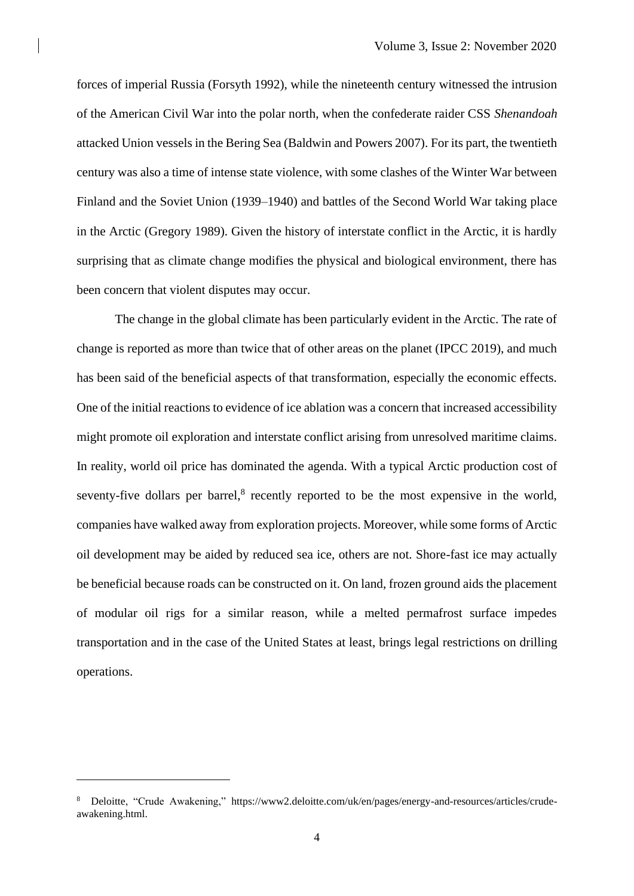forces of imperial Russia (Forsyth 1992), while the nineteenth century witnessed the intrusion of the American Civil War into the polar north, when the confederate raider CSS *Shenandoah* attacked Union vessels in the Bering Sea (Baldwin and Powers 2007). For its part, the twentieth century was also a time of intense state violence, with some clashes of the Winter War between Finland and the Soviet Union (1939–1940) and battles of the Second World War taking place in the Arctic (Gregory 1989). Given the history of interstate conflict in the Arctic, it is hardly surprising that as climate change modifies the physical and biological environment, there has been concern that violent disputes may occur.

The change in the global climate has been particularly evident in the Arctic. The rate of change is reported as more than twice that of other areas on the planet (IPCC 2019), and much has been said of the beneficial aspects of that transformation, especially the economic effects. One of the initial reactions to evidence of ice ablation was a concern that increased accessibility might promote oil exploration and interstate conflict arising from unresolved maritime claims. In reality, world oil price has dominated the agenda. With a typical Arctic production cost of seventy-five dollars per barrel,[8] recently reported to be the most expensive in the world, companies have walked away from exploration projects. Moreover, while some forms of Arctic oil development may be aided by reduced sea ice, others are not. Shore-fast ice may actually be beneficial because roads can be constructed on it. On land, frozen ground aids the placement of modular oil rigs for a similar reason, while a melted permafrost surface impedes transportation and in the case of the United States at least, brings legal restrictions on drilling operations.

---

[8] Deloitte, "Crude Awakening," https://www2.deloitte.com/uk/en/pages/energy-and-resources/articles/crude-awakening.html.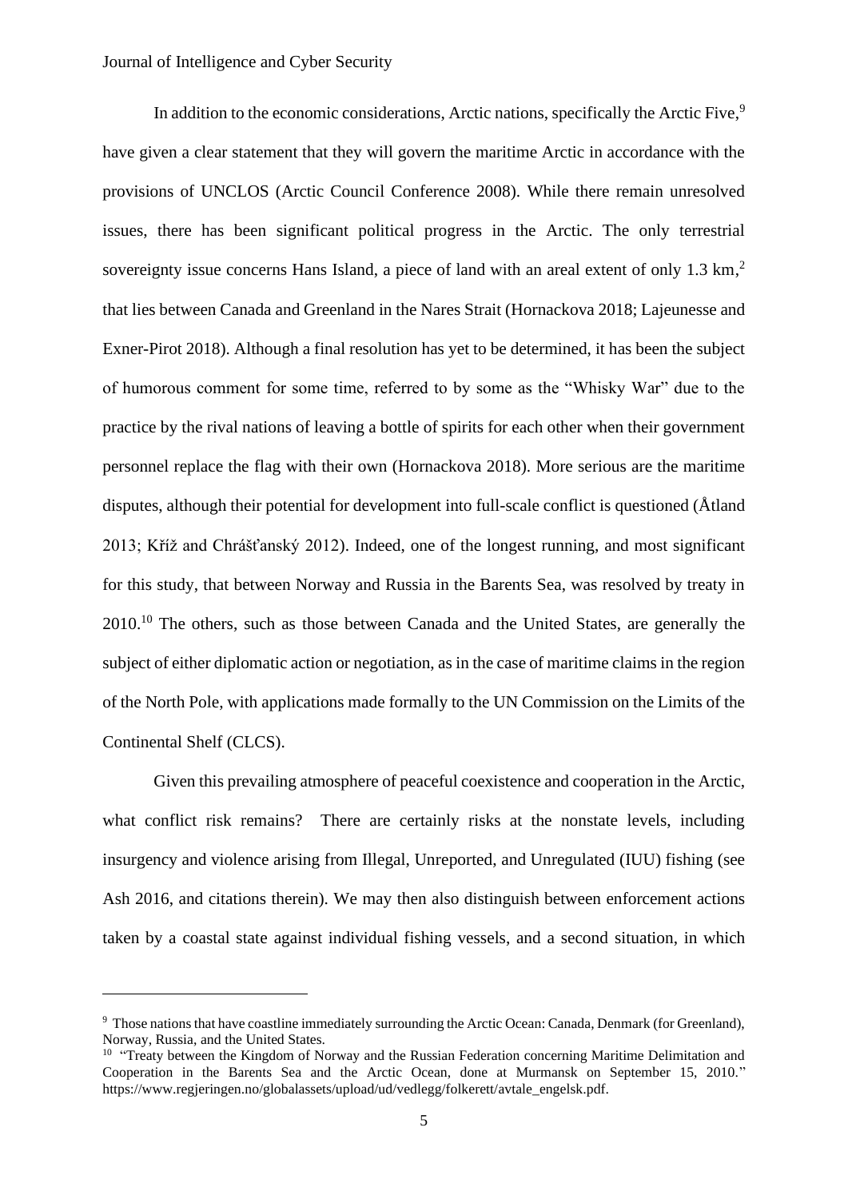In addition to the economic considerations, Arctic nations, specifically the Arctic Five,[9] have given a clear statement that they will govern the maritime Arctic in accordance with the provisions of UNCLOS (Arctic Council Conference 2008). While there remain unresolved issues, there has been significant political progress in the Arctic. The only terrestrial sovereignty issue concerns Hans Island, a piece of land with an areal extent of only 1.3 km,[2] that lies between Canada and Greenland in the Nares Strait (Hornackova 2018; Lajeunesse and Exner-Pirot 2018). Although a final resolution has yet to be determined, it has been the subject of humorous comment for some time, referred to by some as the "Whisky War" due to the practice by the rival nations of leaving a bottle of spirits for each other when their government personnel replace the flag with their own (Hornackova 2018). More serious are the maritime disputes, although their potential for development into full-scale conflict is questioned (Åtland 2013; Kříž and Chrášťanský 2012). Indeed, one of the longest running, and most significant for this study, that between Norway and Russia in the Barents Sea, was resolved by treaty in 2010.[10] The others, such as those between Canada and the United States, are generally the subject of either diplomatic action or negotiation, as in the case of maritime claims in the region of the North Pole, with applications made formally to the UN Commission on the Limits of the Continental Shelf (CLCS).

Given this prevailing atmosphere of peaceful coexistence and cooperation in the Arctic, what conflict risk remains? There are certainly risks at the nonstate levels, including insurgency and violence arising from Illegal, Unreported, and Unregulated (IUU) fishing (see Ash 2016, and citations therein). We may then also distinguish between enforcement actions taken by a coastal state against individual fishing vessels, and a second situation, in which

---

[9] Those nations that have coastline immediately surrounding the Arctic Ocean: Canada, Denmark (for Greenland), Norway, Russia, and the United States.

[10] "Treaty between the Kingdom of Norway and the Russian Federation concerning Maritime Delimitation and Cooperation in the Barents Sea and the Arctic Ocean, done at Murmansk on September 15, 2010." https://www.regjeringen.no/globalassets/upload/ud/vedlegg/folkerett/avtale_engelsk.pdf.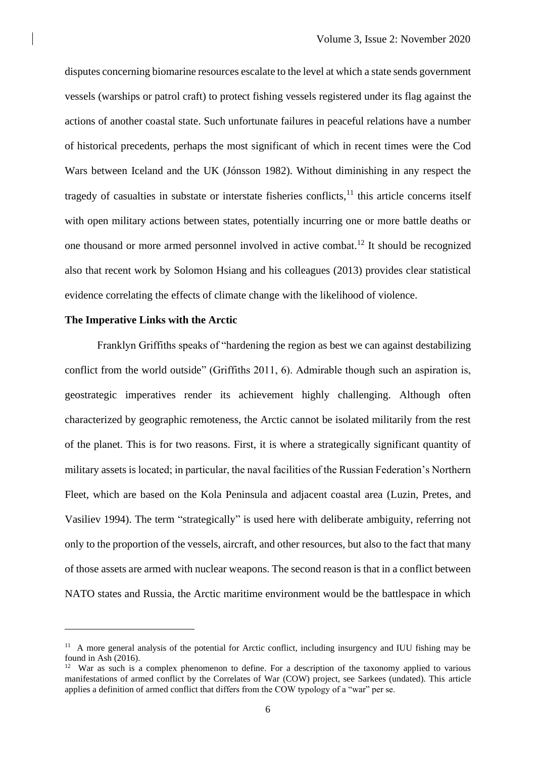disputes concerning biomarine resources escalate to the level at which a state sends government vessels (warships or patrol craft) to protect fishing vessels registered under its flag against the actions of another coastal state. Such unfortunate failures in peaceful relations have a number of historical precedents, perhaps the most significant of which in recent times were the Cod Wars between Iceland and the UK (Jónsson 1982). Without diminishing in any respect the tragedy of casualties in substate or interstate fisheries conflicts,[11] this article concerns itself with open military actions between states, potentially incurring one or more battle deaths or one thousand or more armed personnel involved in active combat.[12] It should be recognized also that recent work by Solomon Hsiang and his colleagues (2013) provides clear statistical evidence correlating the effects of climate change with the likelihood of violence.

**The Imperative Links with the Arctic**

Franklyn Griffiths speaks of "hardening the region as best we can against destabilizing conflict from the world outside" (Griffiths 2011, 6). Admirable though such an aspiration is, geostrategic imperatives render its achievement highly challenging. Although often characterized by geographic remoteness, the Arctic cannot be isolated militarily from the rest of the planet. This is for two reasons. First, it is where a strategically significant quantity of military assets is located; in particular, the naval facilities of the Russian Federation's Northern Fleet, which are based on the Kola Peninsula and adjacent coastal area (Luzin, Pretes, and Vasiliev 1994). The term "strategically" is used here with deliberate ambiguity, referring not only to the proportion of the vessels, aircraft, and other resources, but also to the fact that many of those assets are armed with nuclear weapons. The second reason is that in a conflict between NATO states and Russia, the Arctic maritime environment would be the battlespace in which

---

[11] A more general analysis of the potential for Arctic conflict, including insurgency and IUU fishing may be found in Ash (2016).

[12] War as such is a complex phenomenon to define. For a description of the taxonomy applied to various manifestations of armed conflict by the Correlates of War (COW) project, see Sarkees (undated). This article applies a definition of armed conflict that differs from the COW typology of a "war" per se.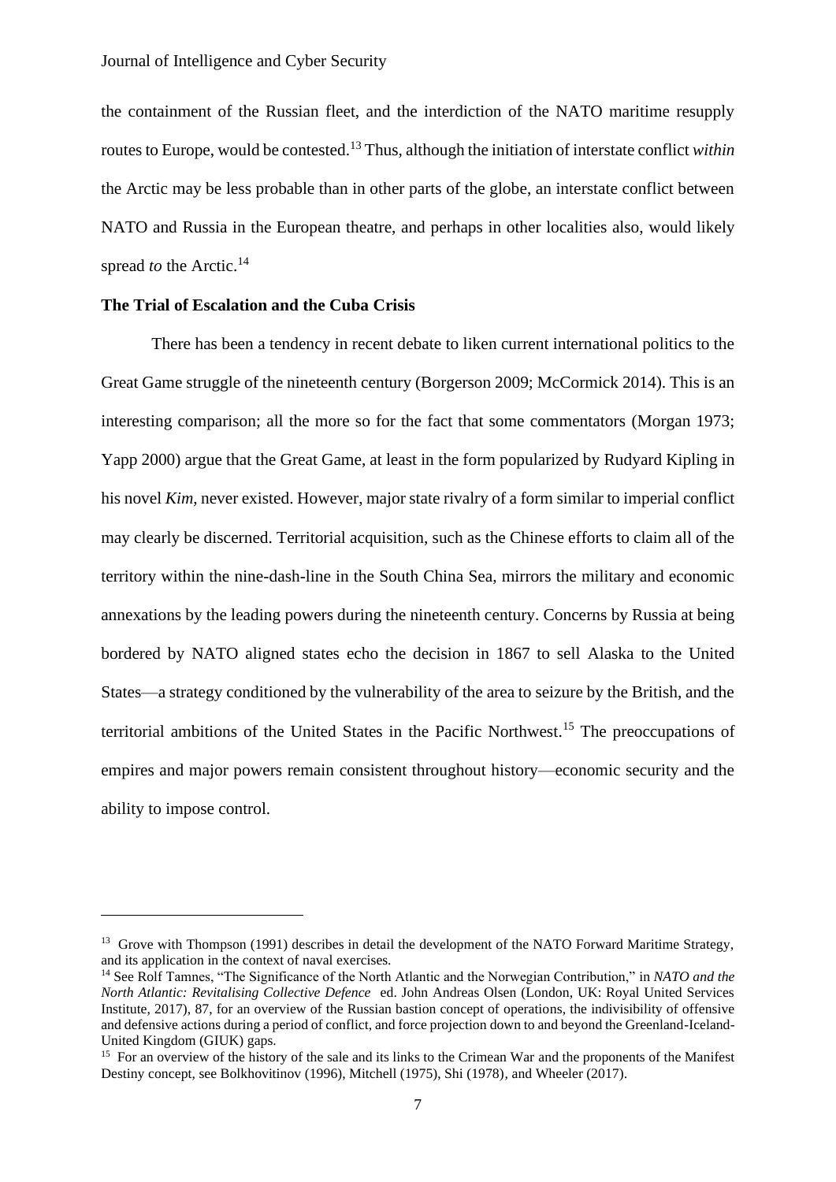the containment of the Russian fleet, and the interdiction of the NATO maritime resupply routes to Europe, would be contested.[13] Thus, although the initiation of interstate conflict *within* the Arctic may be less probable than in other parts of the globe, an interstate conflict between NATO and Russia in the European theatre, and perhaps in other localities also, would likely spread *to* the Arctic.[14]

**The Trial of Escalation and the Cuba Crisis**

There has been a tendency in recent debate to liken current international politics to the Great Game struggle of the nineteenth century (Borgerson 2009; McCormick 2014). This is an interesting comparison; all the more so for the fact that some commentators (Morgan 1973; Yapp 2000) argue that the Great Game, at least in the form popularized by Rudyard Kipling in his novel *Kim*, never existed. However, major state rivalry of a form similar to imperial conflict may clearly be discerned. Territorial acquisition, such as the Chinese efforts to claim all of the territory within the nine-dash-line in the South China Sea, mirrors the military and economic annexations by the leading powers during the nineteenth century. Concerns by Russia at being bordered by NATO aligned states echo the decision in 1867 to sell Alaska to the United States—a strategy conditioned by the vulnerability of the area to seizure by the British, and the territorial ambitions of the United States in the Pacific Northwest.[15] The preoccupations of empires and major powers remain consistent throughout history—economic security and the ability to impose control.

---

[13] Grove with Thompson (1991) describes in detail the development of the NATO Forward Maritime Strategy, and its application in the context of naval exercises.

[14] See Rolf Tamnes, "The Significance of the North Atlantic and the Norwegian Contribution," in *NATO and the North Atlantic: Revitalising Collective Defence* ed. John Andreas Olsen (London, UK: Royal United Services Institute, 2017), 87, for an overview of the Russian bastion concept of operations, the indivisibility of offensive and defensive actions during a period of conflict, and force projection down to and beyond the Greenland-Iceland-United Kingdom (GIUK) gaps.

[15] For an overview of the history of the sale and its links to the Crimean War and the proponents of the Manifest Destiny concept, see Bolkhovitinov (1996), Mitchell (1975), Shi (1978), and Wheeler (2017).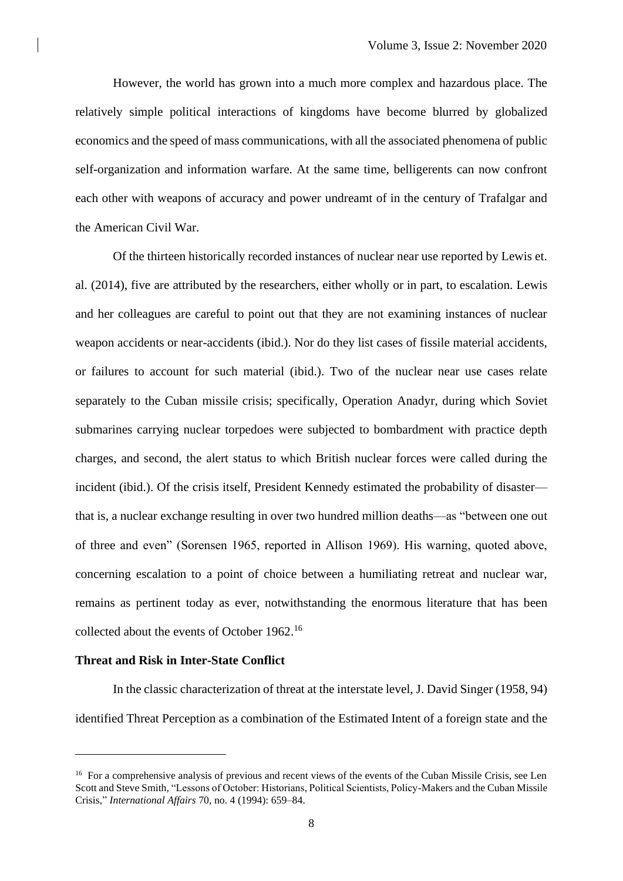However, the world has grown into a much more complex and hazardous place. The relatively simple political interactions of kingdoms have become blurred by globalized economics and the speed of mass communications, with all the associated phenomena of public self-organization and information warfare. At the same time, belligerents can now confront each other with weapons of accuracy and power undreamt of in the century of Trafalgar and the American Civil War.

Of the thirteen historically recorded instances of nuclear near use reported by Lewis et. al. (2014), five are attributed by the researchers, either wholly or in part, to escalation. Lewis and her colleagues are careful to point out that they are not examining instances of nuclear weapon accidents or near-accidents (ibid.). Nor do they list cases of fissile material accidents, or failures to account for such material (ibid.). Two of the nuclear near use cases relate separately to the Cuban missile crisis; specifically, Operation Anadyr, during which Soviet submarines carrying nuclear torpedoes were subjected to bombardment with practice depth charges, and second, the alert status to which British nuclear forces were called during the incident (ibid.). Of the crisis itself, President Kennedy estimated the probability of disaster—that is, a nuclear exchange resulting in over two hundred million deaths—as "between one out of three and even" (Sorensen 1965, reported in Allison 1969). His warning, quoted above, concerning escalation to a point of choice between a humiliating retreat and nuclear war, remains as pertinent today as ever, notwithstanding the enormous literature that has been collected about the events of October 1962.[16]

**Threat and Risk in Inter-State Conflict**

In the classic characterization of threat at the interstate level, J. David Singer (1958, 94) identified Threat Perception as a combination of the Estimated Intent of a foreign state and the

[16] For a comprehensive analysis of previous and recent views of the events of the Cuban Missile Crisis, see Len Scott and Steve Smith, "Lessons of October: Historians, Political Scientists, Policy-Makers and the Cuban Missile Crisis," *International Affairs* 70, no. 4 (1994): 659–84.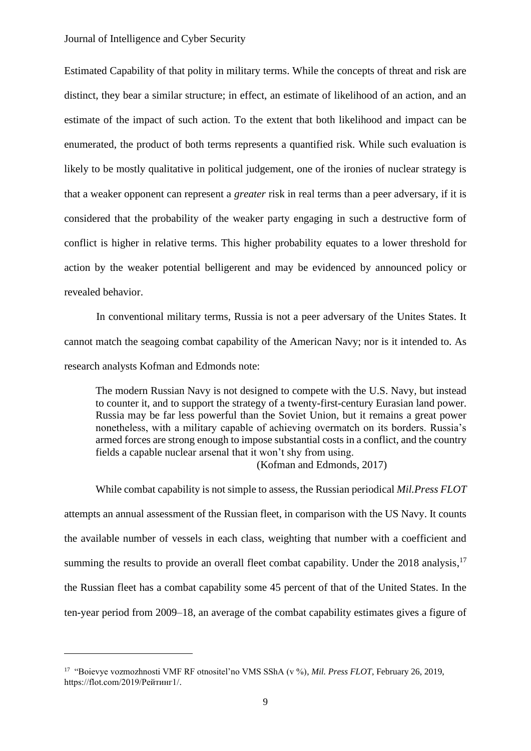Estimated Capability of that polity in military terms. While the concepts of threat and risk are distinct, they bear a similar structure; in effect, an estimate of likelihood of an action, and an estimate of the impact of such action. To the extent that both likelihood and impact can be enumerated, the product of both terms represents a quantified risk. While such evaluation is likely to be mostly qualitative in political judgement, one of the ironies of nuclear strategy is that a weaker opponent can represent a *greater* risk in real terms than a peer adversary, if it is considered that the probability of the weaker party engaging in such a destructive form of conflict is higher in relative terms. This higher probability equates to a lower threshold for action by the weaker potential belligerent and may be evidenced by announced policy or revealed behavior.

In conventional military terms, Russia is not a peer adversary of the Unites States. It cannot match the seagoing combat capability of the American Navy; nor is it intended to. As research analysts Kofman and Edmonds note:

> The modern Russian Navy is not designed to compete with the U.S. Navy, but instead to counter it, and to support the strategy of a twenty-first-century Eurasian land power. Russia may be far less powerful than the Soviet Union, but it remains a great power nonetheless, with a military capable of achieving overmatch on its borders. Russia's armed forces are strong enough to impose substantial costs in a conflict, and the country fields a capable nuclear arsenal that it won't shy from using.
>
> (Kofman and Edmonds, 2017)

While combat capability is not simple to assess, the Russian periodical *Mil.Press FLOT* attempts an annual assessment of the Russian fleet, in comparison with the US Navy. It counts the available number of vessels in each class, weighting that number with a coefficient and summing the results to provide an overall fleet combat capability. Under the 2018 analysis,[17] the Russian fleet has a combat capability some 45 percent of that of the United States. In the ten-year period from 2009–18, an average of the combat capability estimates gives a figure of

---

[17] "Boievye vozmozhnosti VMF RF otnositel'no VMS SShA (v %), *Mil. Press FLOT*, February 26, 2019, https://flot.com/2019/Рейтинг1/.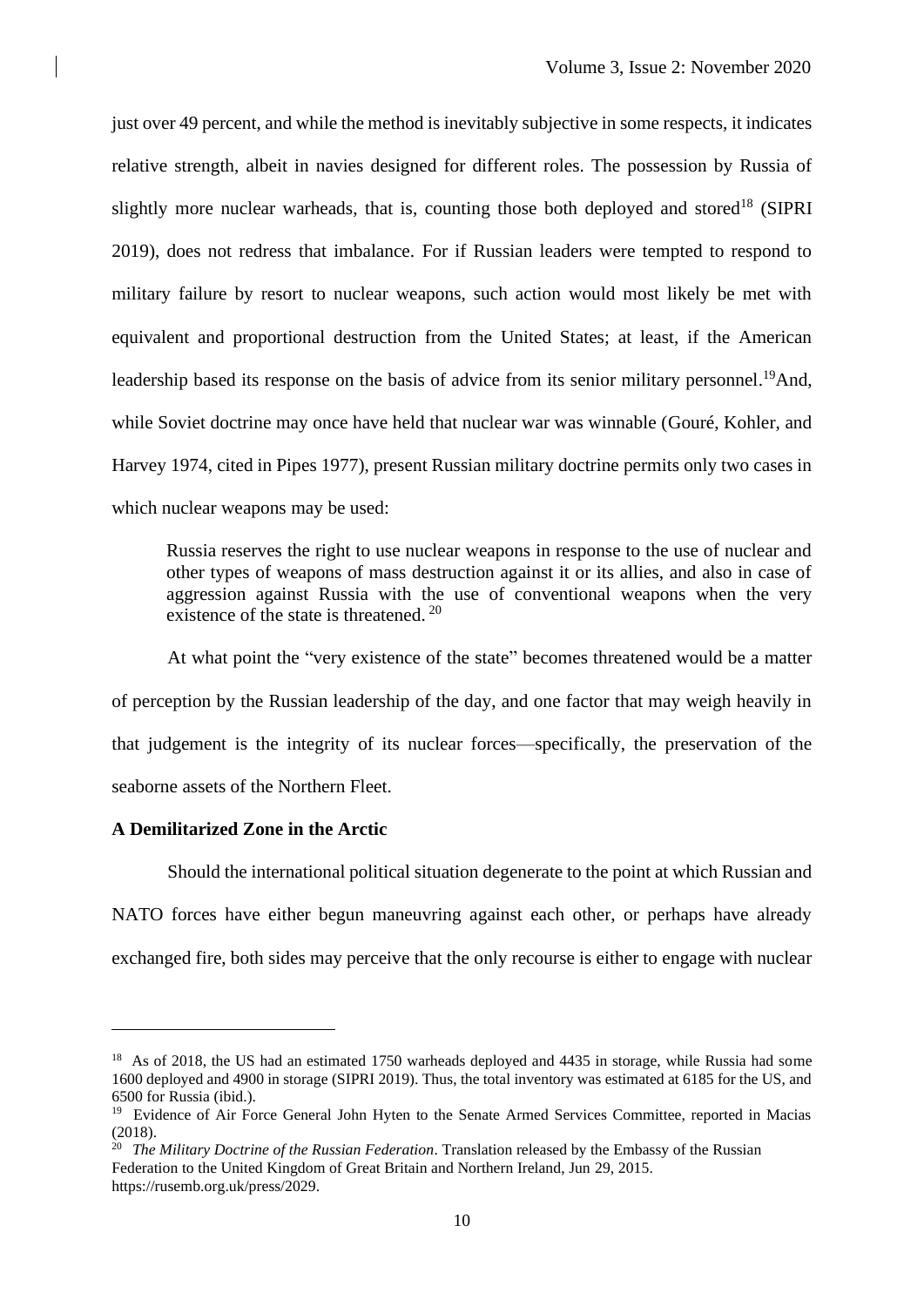just over 49 percent, and while the method is inevitably subjective in some respects, it indicates relative strength, albeit in navies designed for different roles. The possession by Russia of slightly more nuclear warheads, that is, counting those both deployed and stored[18] (SIPRI 2019), does not redress that imbalance. For if Russian leaders were tempted to respond to military failure by resort to nuclear weapons, such action would most likely be met with equivalent and proportional destruction from the United States; at least, if the American leadership based its response on the basis of advice from its senior military personnel.[19] And, while Soviet doctrine may once have held that nuclear war was winnable (Gouré, Kohler, and Harvey 1974, cited in Pipes 1977), present Russian military doctrine permits only two cases in which nuclear weapons may be used:

> Russia reserves the right to use nuclear weapons in response to the use of nuclear and other types of weapons of mass destruction against it or its allies, and also in case of aggression against Russia with the use of conventional weapons when the very existence of the state is threatened.[20]

At what point the "very existence of the state" becomes threatened would be a matter of perception by the Russian leadership of the day, and one factor that may weigh heavily in that judgement is the integrity of its nuclear forces—specifically, the preservation of the seaborne assets of the Northern Fleet.

**A Demilitarized Zone in the Arctic**

Should the international political situation degenerate to the point at which Russian and NATO forces have either begun maneuvring against each other, or perhaps have already exchanged fire, both sides may perceive that the only recourse is either to engage with nuclear

---

[18] As of 2018, the US had an estimated 1750 warheads deployed and 4435 in storage, while Russia had some 1600 deployed and 4900 in storage (SIPRI 2019). Thus, the total inventory was estimated at 6185 for the US, and 6500 for Russia (ibid.).

[19] Evidence of Air Force General John Hyten to the Senate Armed Services Committee, reported in Macias (2018).

[20] *The Military Doctrine of the Russian Federation*. Translation released by the Embassy of the Russian Federation to the United Kingdom of Great Britain and Northern Ireland, Jun 29, 2015. https://rusemb.org.uk/press/2029.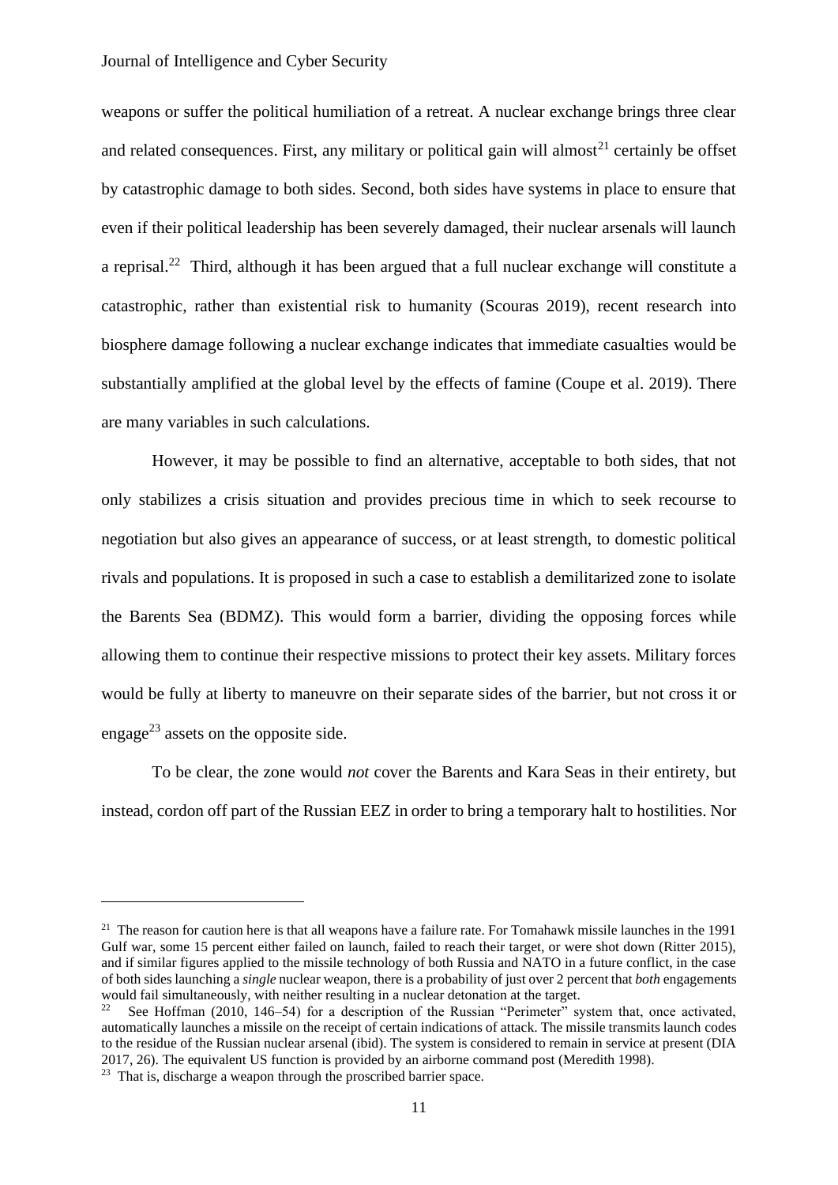weapons or suffer the political humiliation of a retreat. A nuclear exchange brings three clear and related consequences. First, any military or political gain will almost[21] certainly be offset by catastrophic damage to both sides. Second, both sides have systems in place to ensure that even if their political leadership has been severely damaged, their nuclear arsenals will launch a reprisal.[22] Third, although it has been argued that a full nuclear exchange will constitute a catastrophic, rather than existential risk to humanity (Scouras 2019), recent research into biosphere damage following a nuclear exchange indicates that immediate casualties would be substantially amplified at the global level by the effects of famine (Coupe et al. 2019). There are many variables in such calculations.

However, it may be possible to find an alternative, acceptable to both sides, that not only stabilizes a crisis situation and provides precious time in which to seek recourse to negotiation but also gives an appearance of success, or at least strength, to domestic political rivals and populations. It is proposed in such a case to establish a demilitarized zone to isolate the Barents Sea (BDMZ). This would form a barrier, dividing the opposing forces while allowing them to continue their respective missions to protect their key assets. Military forces would be fully at liberty to maneuvre on their separate sides of the barrier, but not cross it or engage[23] assets on the opposite side.

To be clear, the zone would *not* cover the Barents and Kara Seas in their entirety, but instead, cordon off part of the Russian EEZ in order to bring a temporary halt to hostilities. Nor

---

[21] The reason for caution here is that all weapons have a failure rate. For Tomahawk missile launches in the 1991 Gulf war, some 15 percent either failed on launch, failed to reach their target, or were shot down (Ritter 2015), and if similar figures applied to the missile technology of both Russia and NATO in a future conflict, in the case of both sides launching a *single* nuclear weapon, there is a probability of just over 2 percent that *both* engagements would fail simultaneously, with neither resulting in a nuclear detonation at the target.

[22] See Hoffman (2010, 146–54) for a description of the Russian "Perimeter" system that, once activated, automatically launches a missile on the receipt of certain indications of attack. The missile transmits launch codes to the residue of the Russian nuclear arsenal (ibid). The system is considered to remain in service at present (DIA 2017, 26). The equivalent US function is provided by an airborne command post (Meredith 1998).

[23] That is, discharge a weapon through the proscribed barrier space.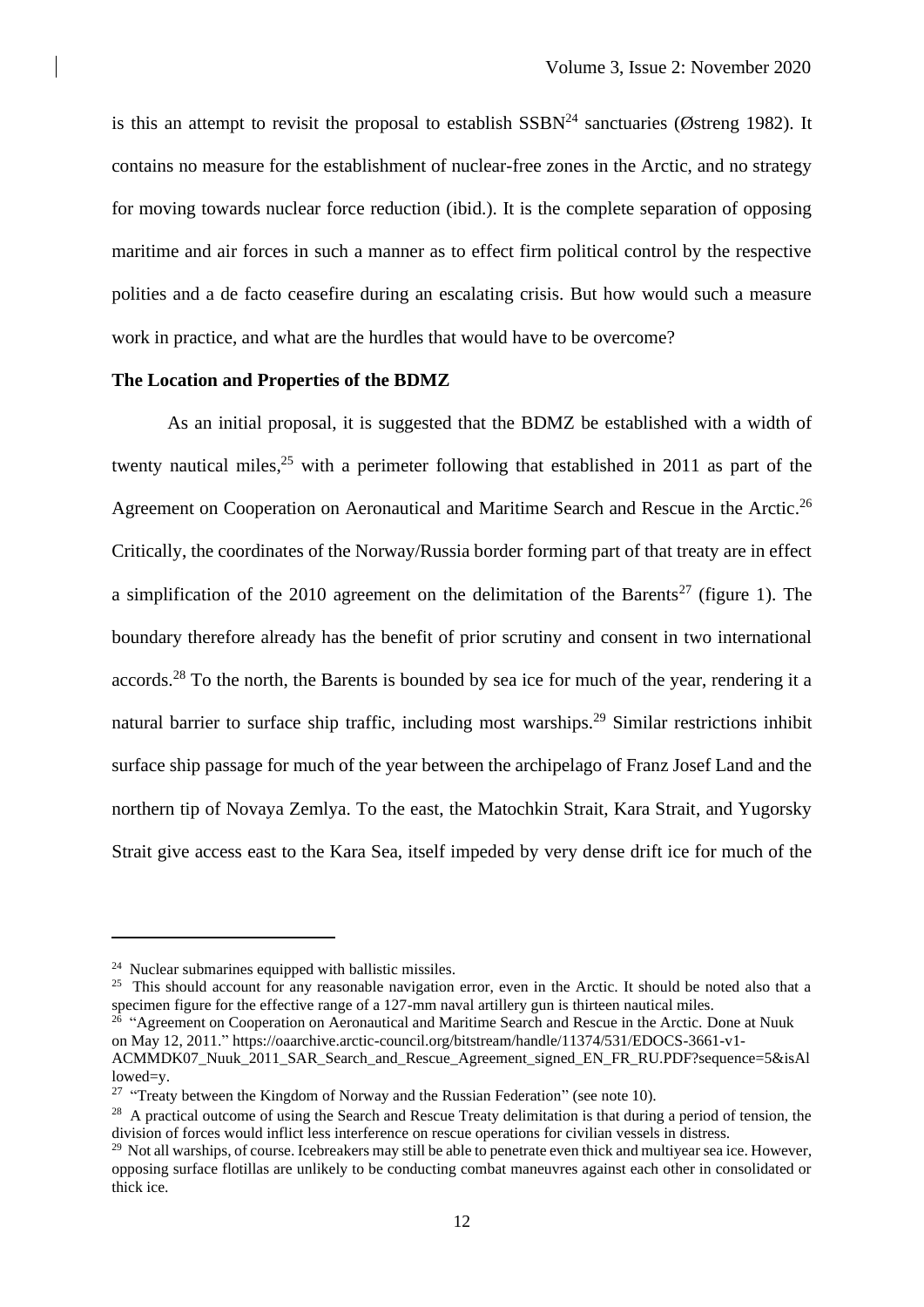is this an attempt to revisit the proposal to establish SSBN[24] sanctuaries (Østreng 1982). It contains no measure for the establishment of nuclear-free zones in the Arctic, and no strategy for moving towards nuclear force reduction (ibid.). It is the complete separation of opposing maritime and air forces in such a manner as to effect firm political control by the respective polities and a de facto ceasefire during an escalating crisis. But how would such a measure work in practice, and what are the hurdles that would have to be overcome?

**The Location and Properties of the BDMZ**

As an initial proposal, it is suggested that the BDMZ be established with a width of twenty nautical miles,[25] with a perimeter following that established in 2011 as part of the Agreement on Cooperation on Aeronautical and Maritime Search and Rescue in the Arctic.[26] Critically, the coordinates of the Norway/Russia border forming part of that treaty are in effect a simplification of the 2010 agreement on the delimitation of the Barents[27] (figure 1). The boundary therefore already has the benefit of prior scrutiny and consent in two international accords.[28] To the north, the Barents is bounded by sea ice for much of the year, rendering it a natural barrier to surface ship traffic, including most warships.[29] Similar restrictions inhibit surface ship passage for much of the year between the archipelago of Franz Josef Land and the northern tip of Novaya Zemlya. To the east, the Matochkin Strait, Kara Strait, and Yugorsky Strait give access east to the Kara Sea, itself impeded by very dense drift ice for much of the

---

[24] Nuclear submarines equipped with ballistic missiles.

[25] This should account for any reasonable navigation error, even in the Arctic. It should be noted also that a specimen figure for the effective range of a 127-mm naval artillery gun is thirteen nautical miles.

[26] "Agreement on Cooperation on Aeronautical and Maritime Search and Rescue in the Arctic. Done at Nuuk on May 12, 2011." https://oaarchive.arctic-council.org/bitstream/handle/11374/531/EDOCS-3661-v1-ACMMDK07_Nuuk_2011_SAR_Search_and_Rescue_Agreement_signed_EN_FR_RU.PDF?sequence=5&isAllowed=y.

[27] "Treaty between the Kingdom of Norway and the Russian Federation" (see note 10).

[28] A practical outcome of using the Search and Rescue Treaty delimitation is that during a period of tension, the division of forces would inflict less interference on rescue operations for civilian vessels in distress.

[29] Not all warships, of course. Icebreakers may still be able to penetrate even thick and multiyear sea ice. However, opposing surface flotillas are unlikely to be conducting combat maneuvers against each other in consolidated or thick ice.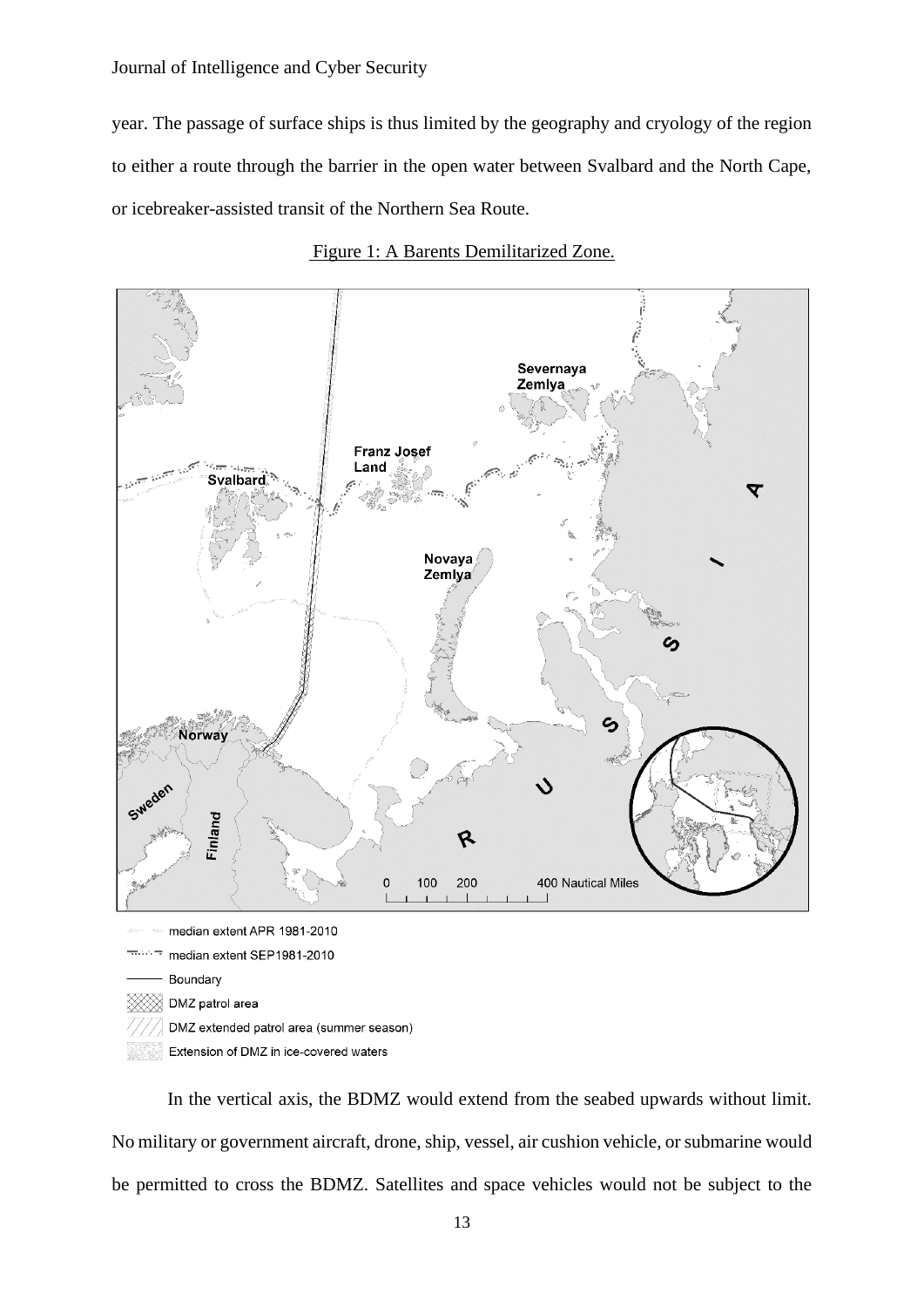year. The passage of surface ships is thus limited by the geography and cryology of the region to either a route through the barrier in the open water between Svalbard and the North Cape, or icebreaker-assisted transit of the Northern Sea Route.

Figure 1: A Barents Demilitarized Zone.

In the vertical axis, the BDMZ would extend from the seabed upwards without limit. No military or government aircraft, drone, ship, vessel, air cushion vehicle, or submarine would be permitted to cross the BDMZ. Satellites and space vehicles would not be subject to the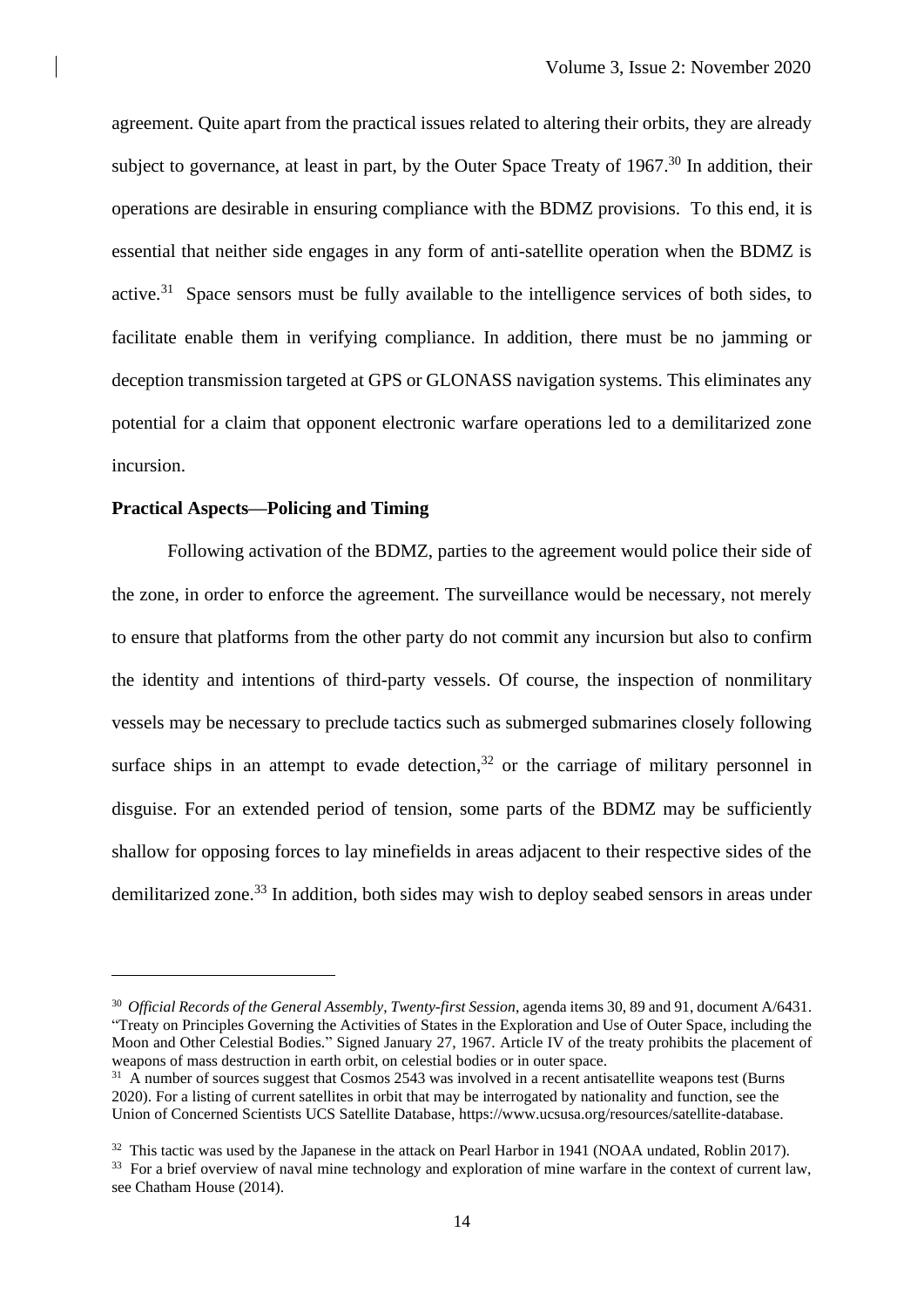agreement. Quite apart from the practical issues related to altering their orbits, they are already subject to governance, at least in part, by the Outer Space Treaty of 1967.[30] In addition, their operations are desirable in ensuring compliance with the BDMZ provisions. To this end, it is essential that neither side engages in any form of anti-satellite operation when the BDMZ is active.[31] Space sensors must be fully available to the intelligence services of both sides, to facilitate enable them in verifying compliance. In addition, there must be no jamming or deception transmission targeted at GPS or GLONASS navigation systems. This eliminates any potential for a claim that opponent electronic warfare operations led to a demilitarized zone incursion.

**Practical Aspects—Policing and Timing**

Following activation of the BDMZ, parties to the agreement would police their side of the zone, in order to enforce the agreement. The surveillance would be necessary, not merely to ensure that platforms from the other party do not commit any incursion but also to confirm the identity and intentions of third-party vessels. Of course, the inspection of nonmilitary vessels may be necessary to preclude tactics such as submerged submarines closely following surface ships in an attempt to evade detection,[32] or the carriage of military personnel in disguise. For an extended period of tension, some parts of the BDMZ may be sufficiently shallow for opposing forces to lay minefields in areas adjacent to their respective sides of the demilitarized zone.[33] In addition, both sides may wish to deploy seabed sensors in areas under

---

[30] *Official Records of the General Assembly, Twenty-first Session*, agenda items 30, 89 and 91, document A/6431. "Treaty on Principles Governing the Activities of States in the Exploration and Use of Outer Space, including the Moon and Other Celestial Bodies." Signed January 27, 1967. Article IV of the treaty prohibits the placement of weapons of mass destruction in earth orbit, on celestial bodies or in outer space.

[31] A number of sources suggest that Cosmos 2543 was involved in a recent antisatellite weapons test (Burns 2020). For a listing of current satellites in orbit that may be interrogated by nationality and function, see the Union of Concerned Scientists UCS Satellite Database, https://www.ucsusa.org/resources/satellite-database.

[32] This tactic was used by the Japanese in the attack on Pearl Harbor in 1941 (NOAA undated, Roblin 2017).

[33] For a brief overview of naval mine technology and exploration of mine warfare in the context of current law, see Chatham House (2014).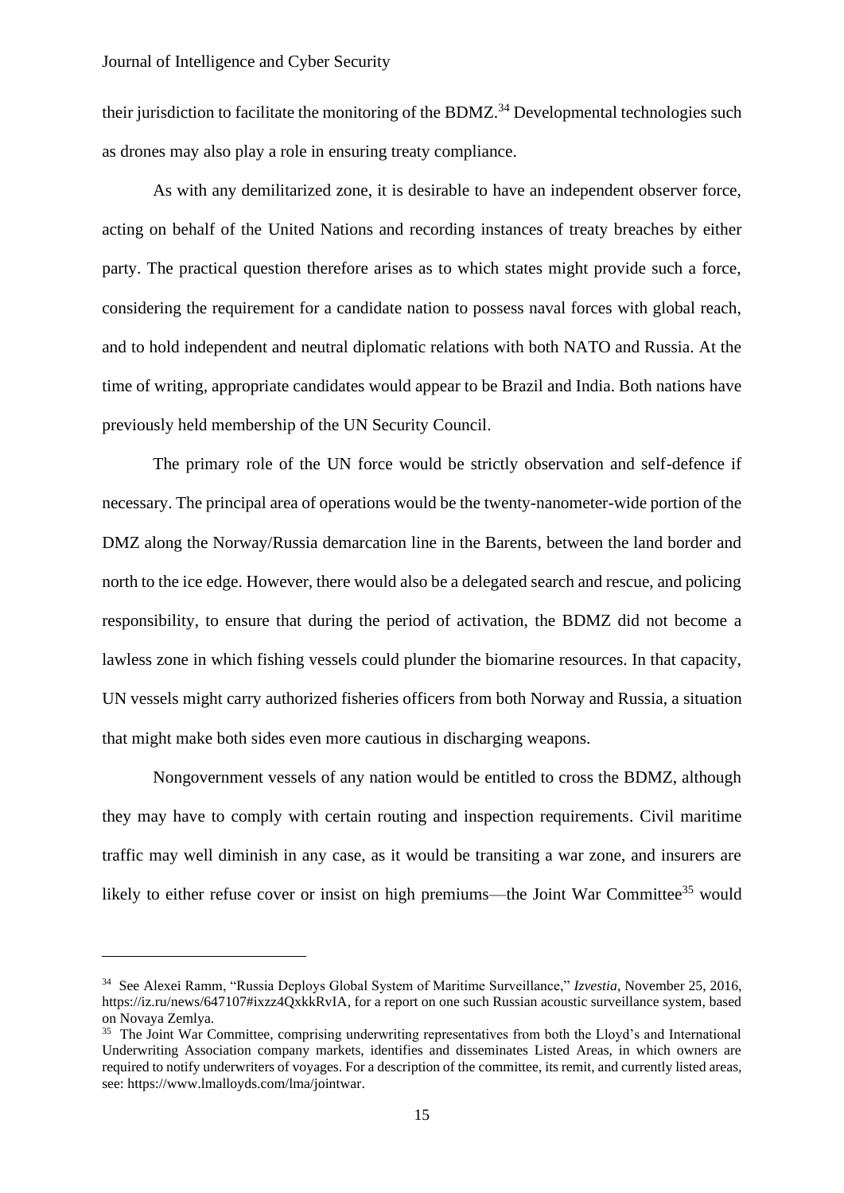their jurisdiction to facilitate the monitoring of the BDMZ.[34] Developmental technologies such as drones may also play a role in ensuring treaty compliance.

As with any demilitarized zone, it is desirable to have an independent observer force, acting on behalf of the United Nations and recording instances of treaty breaches by either party. The practical question therefore arises as to which states might provide such a force, considering the requirement for a candidate nation to possess naval forces with global reach, and to hold independent and neutral diplomatic relations with both NATO and Russia. At the time of writing, appropriate candidates would appear to be Brazil and India. Both nations have previously held membership of the UN Security Council.

The primary role of the UN force would be strictly observation and self-defence if necessary. The principal area of operations would be the twenty-nanometer-wide portion of the DMZ along the Norway/Russia demarcation line in the Barents, between the land border and north to the ice edge. However, there would also be a delegated search and rescue, and policing responsibility, to ensure that during the period of activation, the BDMZ did not become a lawless zone in which fishing vessels could plunder the biomarine resources. In that capacity, UN vessels might carry authorized fisheries officers from both Norway and Russia, a situation that might make both sides even more cautious in discharging weapons.

Nongovernment vessels of any nation would be entitled to cross the BDMZ, although they may have to comply with certain routing and inspection requirements. Civil maritime traffic may well diminish in any case, as it would be transiting a war zone, and insurers are likely to either refuse cover or insist on high premiums—the Joint War Committee[35] would

---

[34] See Alexei Ramm, "Russia Deploys Global System of Maritime Surveillance," *Izvestia*, November 25, 2016, https://iz.ru/news/647107#ixzz4QxkkRvIA, for a report on one such Russian acoustic surveillance system, based on Novaya Zemlya.

[35] The Joint War Committee, comprising underwriting representatives from both the Lloyd's and International Underwriting Association company markets, identifies and disseminates Listed Areas, in which owners are required to notify underwriters of voyages. For a description of the committee, its remit, and currently listed areas, see: https://www.lmalloyds.com/lma/jointwar.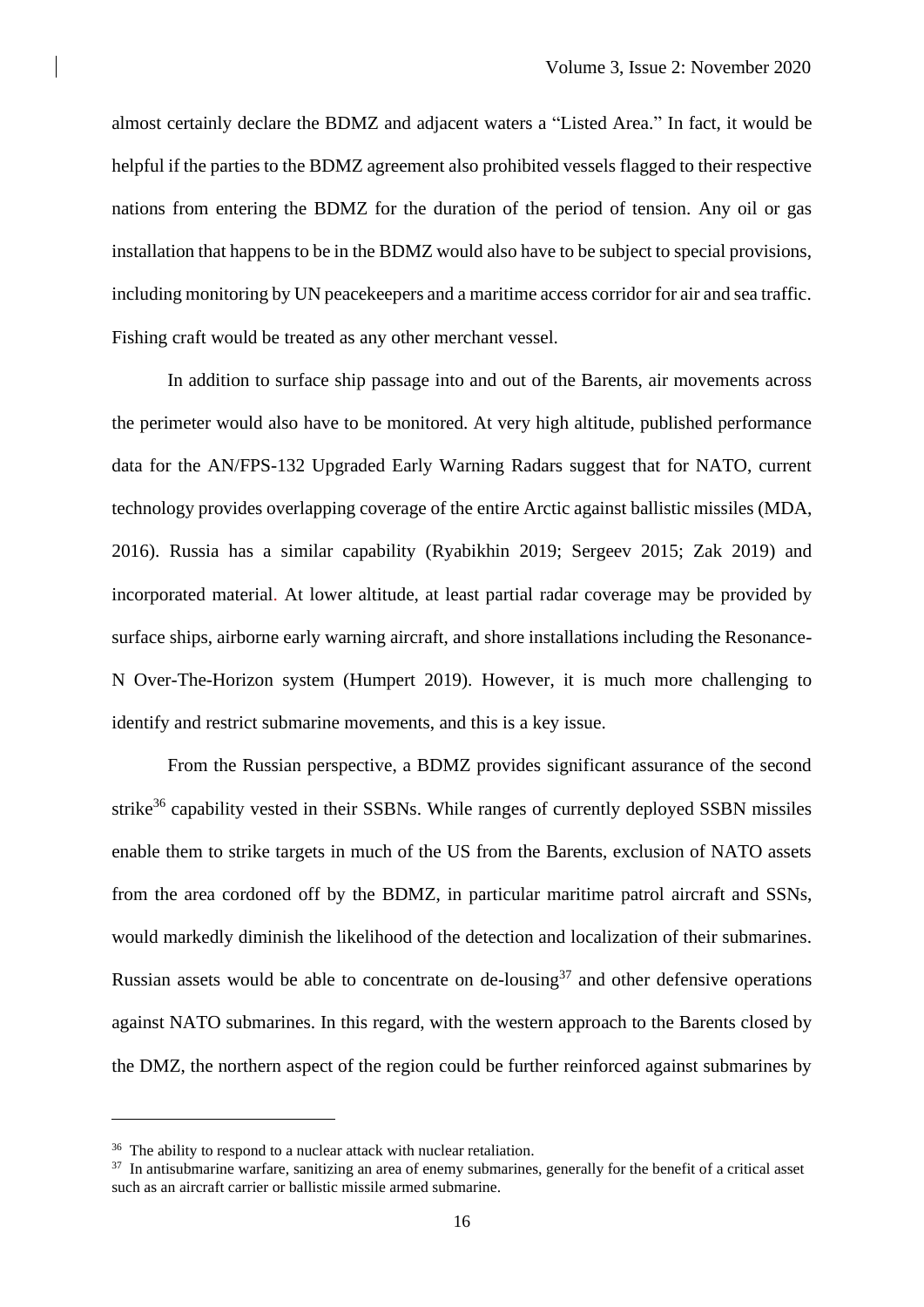almost certainly declare the BDMZ and adjacent waters a "Listed Area." In fact, it would be helpful if the parties to the BDMZ agreement also prohibited vessels flagged to their respective nations from entering the BDMZ for the duration of the period of tension. Any oil or gas installation that happens to be in the BDMZ would also have to be subject to special provisions, including monitoring by UN peacekeepers and a maritime access corridor for air and sea traffic. Fishing craft would be treated as any other merchant vessel.

In addition to surface ship passage into and out of the Barents, air movements across the perimeter would also have to be monitored. At very high altitude, published performance data for the AN/FPS-132 Upgraded Early Warning Radars suggest that for NATO, current technology provides overlapping coverage of the entire Arctic against ballistic missiles (MDA, 2016). Russia has a similar capability (Ryabikhin 2019; Sergeev 2015; Zak 2019) and incorporated material. At lower altitude, at least partial radar coverage may be provided by surface ships, airborne early warning aircraft, and shore installations including the Resonance-N Over-The-Horizon system (Humpert 2019). However, it is much more challenging to identify and restrict submarine movements, and this is a key issue.

From the Russian perspective, a BDMZ provides significant assurance of the second strike[36] capability vested in their SSBNs. While ranges of currently deployed SSBN missiles enable them to strike targets in much of the US from the Barents, exclusion of NATO assets from the area cordoned off by the BDMZ, in particular maritime patrol aircraft and SSNs, would markedly diminish the likelihood of the detection and localization of their submarines. Russian assets would be able to concentrate on de-lousing[37] and other defensive operations against NATO submarines. In this regard, with the western approach to the Barents closed by the DMZ, the northern aspect of the region could be further reinforced against submarines by

---

[36] The ability to respond to a nuclear attack with nuclear retaliation.

[37] In antisubmarine warfare, sanitizing an area of enemy submarines, generally for the benefit of a critical asset such as an aircraft carrier or ballistic missile armed submarine.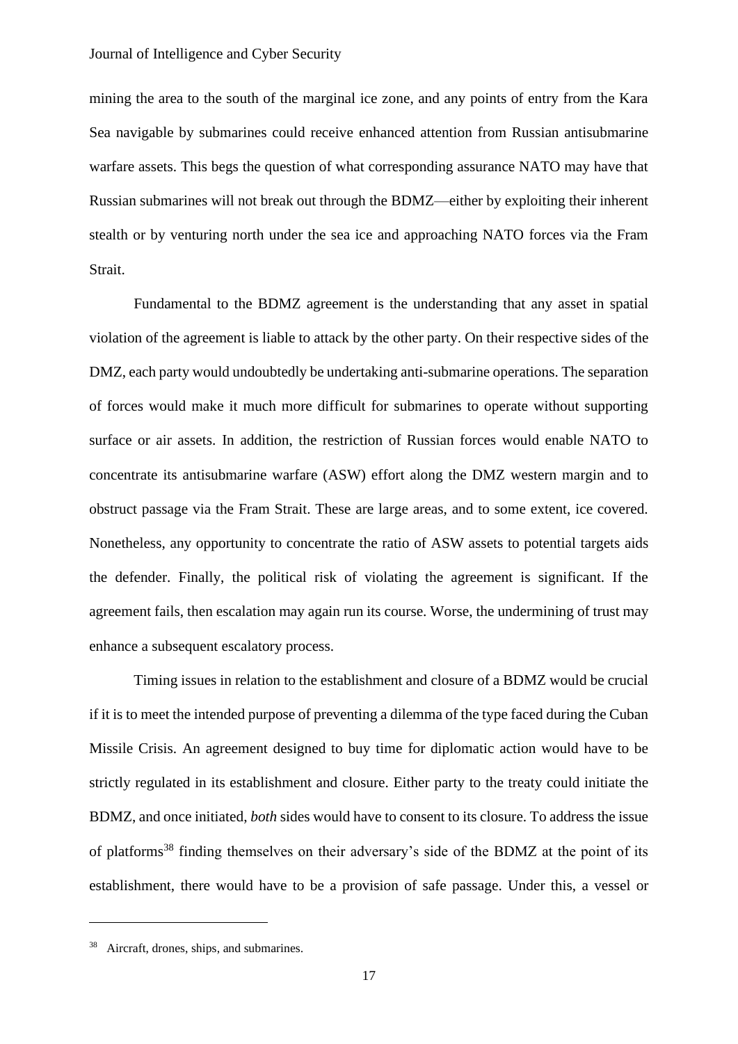mining the area to the south of the marginal ice zone, and any points of entry from the Kara Sea navigable by submarines could receive enhanced attention from Russian antisubmarine warfare assets. This begs the question of what corresponding assurance NATO may have that Russian submarines will not break out through the BDMZ—either by exploiting their inherent stealth or by venturing north under the sea ice and approaching NATO forces via the Fram Strait.

Fundamental to the BDMZ agreement is the understanding that any asset in spatial violation of the agreement is liable to attack by the other party. On their respective sides of the DMZ, each party would undoubtedly be undertaking anti-submarine operations. The separation of forces would make it much more difficult for submarines to operate without supporting surface or air assets. In addition, the restriction of Russian forces would enable NATO to concentrate its antisubmarine warfare (ASW) effort along the DMZ western margin and to obstruct passage via the Fram Strait. These are large areas, and to some extent, ice covered. Nonetheless, any opportunity to concentrate the ratio of ASW assets to potential targets aids the defender. Finally, the political risk of violating the agreement is significant. If the agreement fails, then escalation may again run its course. Worse, the undermining of trust may enhance a subsequent escalatory process.

Timing issues in relation to the establishment and closure of a BDMZ would be crucial if it is to meet the intended purpose of preventing a dilemma of the type faced during the Cuban Missile Crisis. An agreement designed to buy time for diplomatic action would have to be strictly regulated in its establishment and closure. Either party to the treaty could initiate the BDMZ, and once initiated, *both* sides would have to consent to its closure. To address the issue of platforms[38] finding themselves on their adversary's side of the BDMZ at the point of its establishment, there would have to be a provision of safe passage. Under this, a vessel or

[38] Aircraft, drones, ships, and submarines.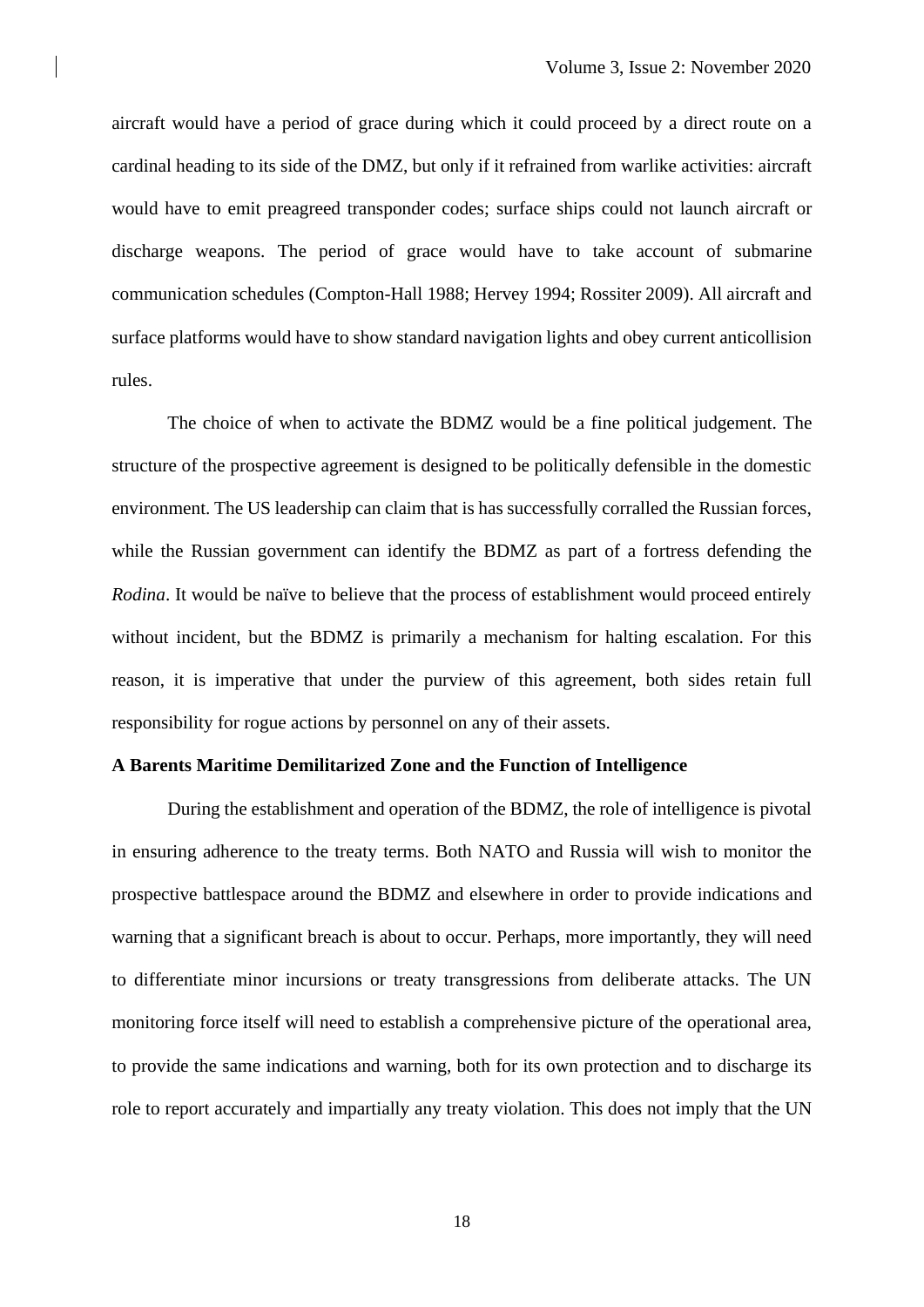aircraft would have a period of grace during which it could proceed by a direct route on a cardinal heading to its side of the DMZ, but only if it refrained from warlike activities: aircraft would have to emit preagreed transponder codes; surface ships could not launch aircraft or discharge weapons. The period of grace would have to take account of submarine communication schedules (Compton-Hall 1988; Hervey 1994; Rossiter 2009). All aircraft and surface platforms would have to show standard navigation lights and obey current anticollision rules.

The choice of when to activate the BDMZ would be a fine political judgement. The structure of the prospective agreement is designed to be politically defensible in the domestic environment. The US leadership can claim that is has successfully corralled the Russian forces, while the Russian government can identify the BDMZ as part of a fortress defending the *Rodina*. It would be naïve to believe that the process of establishment would proceed entirely without incident, but the BDMZ is primarily a mechanism for halting escalation. For this reason, it is imperative that under the purview of this agreement, both sides retain full responsibility for rogue actions by personnel on any of their assets.

**A Barents Maritime Demilitarized Zone and the Function of Intelligence**

During the establishment and operation of the BDMZ, the role of intelligence is pivotal in ensuring adherence to the treaty terms. Both NATO and Russia will wish to monitor the prospective battlespace around the BDMZ and elsewhere in order to provide indications and warning that a significant breach is about to occur. Perhaps, more importantly, they will need to differentiate minor incursions or treaty transgressions from deliberate attacks. The UN monitoring force itself will need to establish a comprehensive picture of the operational area, to provide the same indications and warning, both for its own protection and to discharge its role to report accurately and impartially any treaty violation. This does not imply that the UN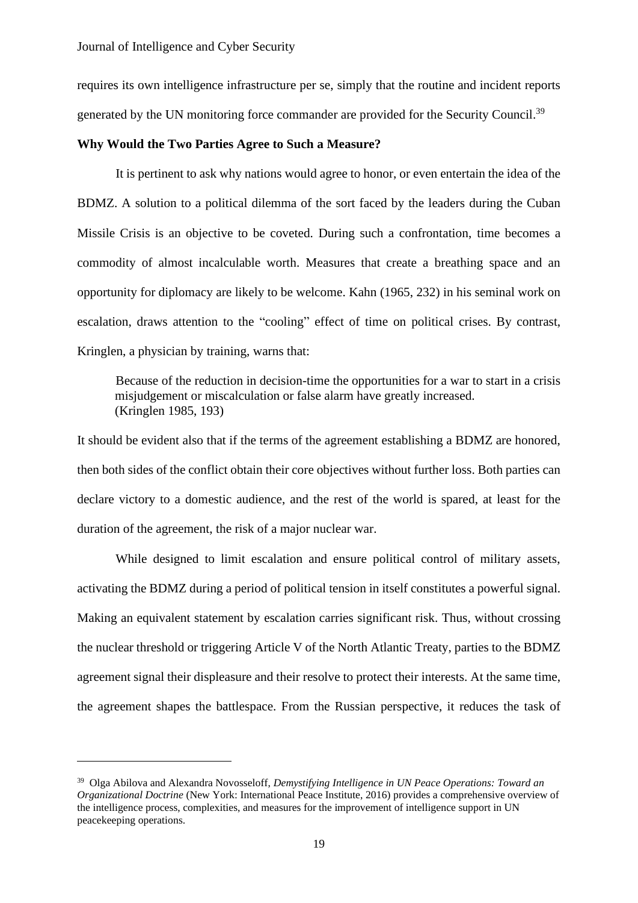requires its own intelligence infrastructure per se, simply that the routine and incident reports generated by the UN monitoring force commander are provided for the Security Council.[39]

**Why Would the Two Parties Agree to Such a Measure?**

It is pertinent to ask why nations would agree to honor, or even entertain the idea of the BDMZ. A solution to a political dilemma of the sort faced by the leaders during the Cuban Missile Crisis is an objective to be coveted. During such a confrontation, time becomes a commodity of almost incalculable worth. Measures that create a breathing space and an opportunity for diplomacy are likely to be welcome. Kahn (1965, 232) in his seminal work on escalation, draws attention to the "cooling" effect of time on political crises. By contrast, Kringlen, a physician by training, warns that:

> Because of the reduction in decision-time the opportunities for a war to start in a crisis misjudgement or miscalculation or false alarm have greatly increased. (Kringlen 1985, 193)

It should be evident also that if the terms of the agreement establishing a BDMZ are honored, then both sides of the conflict obtain their core objectives without further loss. Both parties can declare victory to a domestic audience, and the rest of the world is spared, at least for the duration of the agreement, the risk of a major nuclear war.

While designed to limit escalation and ensure political control of military assets, activating the BDMZ during a period of political tension in itself constitutes a powerful signal. Making an equivalent statement by escalation carries significant risk. Thus, without crossing the nuclear threshold or triggering Article V of the North Atlantic Treaty, parties to the BDMZ agreement signal their displeasure and their resolve to protect their interests. At the same time, the agreement shapes the battlespace. From the Russian perspective, it reduces the task of

---

[39] Olga Abilova and Alexandra Novosseloff, *Demystifying Intelligence in UN Peace Operations: Toward an Organizational Doctrine* (New York: International Peace Institute, 2016) provides a comprehensive overview of the intelligence process, complexities, and measures for the improvement of intelligence support in UN peacekeeping operations.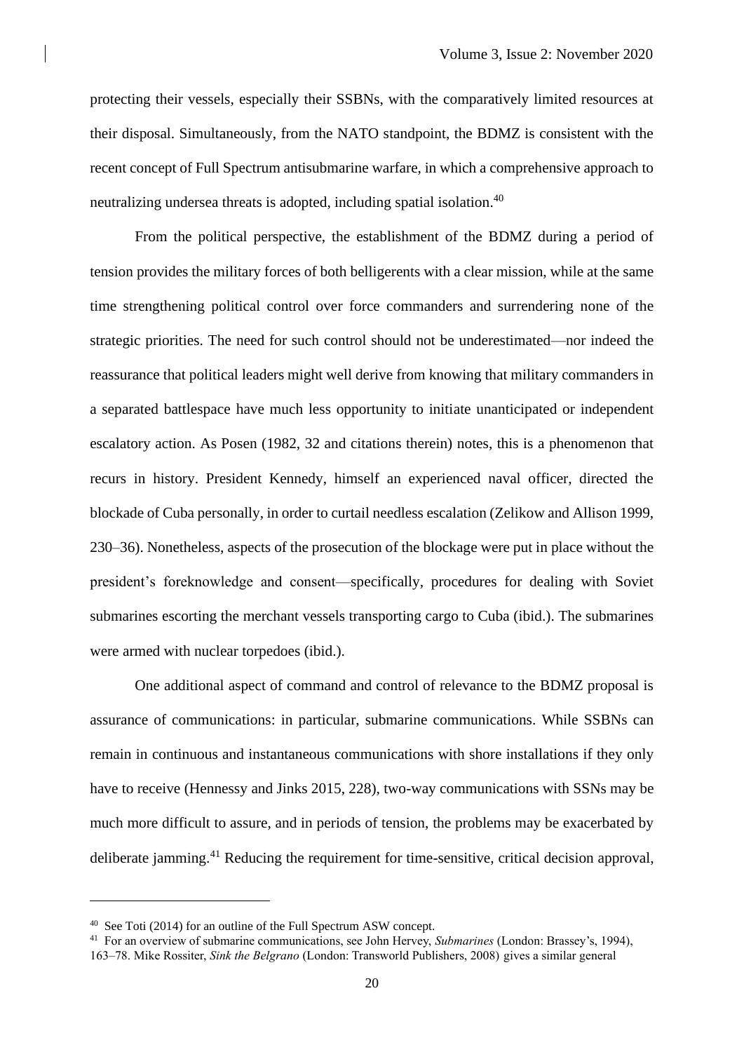protecting their vessels, especially their SSBNs, with the comparatively limited resources at their disposal. Simultaneously, from the NATO standpoint, the BDMZ is consistent with the recent concept of Full Spectrum antisubmarine warfare, in which a comprehensive approach to neutralizing undersea threats is adopted, including spatial isolation.[40]

From the political perspective, the establishment of the BDMZ during a period of tension provides the military forces of both belligerents with a clear mission, while at the same time strengthening political control over force commanders and surrendering none of the strategic priorities. The need for such control should not be underestimated—nor indeed the reassurance that political leaders might well derive from knowing that military commanders in a separated battlespace have much less opportunity to initiate unanticipated or independent escalatory action. As Posen (1982, 32 and citations therein) notes, this is a phenomenon that recurs in history. President Kennedy, himself an experienced naval officer, directed the blockade of Cuba personally, in order to curtail needless escalation (Zelikow and Allison 1999, 230–36). Nonetheless, aspects of the prosecution of the blockage were put in place without the president's foreknowledge and consent—specifically, procedures for dealing with Soviet submarines escorting the merchant vessels transporting cargo to Cuba (ibid.). The submarines were armed with nuclear torpedoes (ibid.).

One additional aspect of command and control of relevance to the BDMZ proposal is assurance of communications: in particular, submarine communications. While SSBNs can remain in continuous and instantaneous communications with shore installations if they only have to receive (Hennessy and Jinks 2015, 228), two-way communications with SSNs may be much more difficult to assure, and in periods of tension, the problems may be exacerbated by deliberate jamming.[41] Reducing the requirement for time-sensitive, critical decision approval,

---

[40] See Toti (2014) for an outline of the Full Spectrum ASW concept.

[41] For an overview of submarine communications, see John Hervey, *Submarines* (London: Brassey's, 1994), 163–78. Mike Rossiter, *Sink the Belgrano* (London: Transworld Publishers, 2008) gives a similar general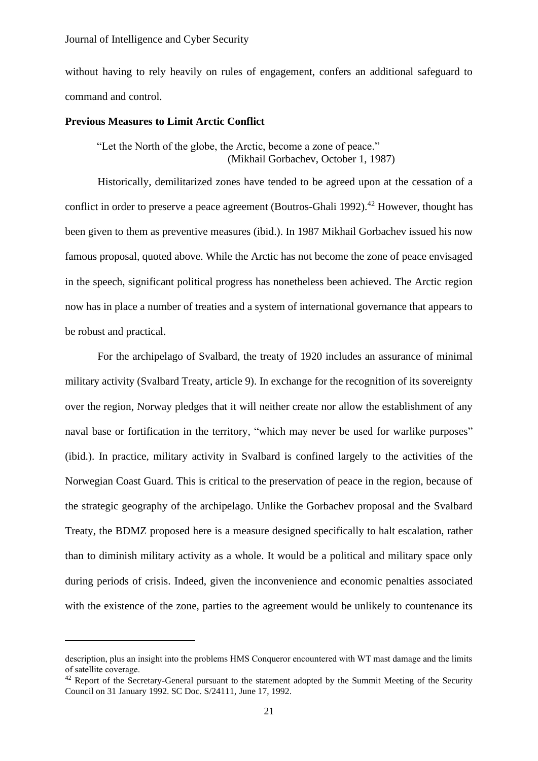without having to rely heavily on rules of engagement, confers an additional safeguard to command and control.

**Previous Measures to Limit Arctic Conflict**

> "Let the North of the globe, the Arctic, become a zone of peace."
> (Mikhail Gorbachev, October 1, 1987)

Historically, demilitarized zones have tended to be agreed upon at the cessation of a conflict in order to preserve a peace agreement (Boutros-Ghali 1992).[42] However, thought has been given to them as preventive measures (ibid.). In 1987 Mikhail Gorbachev issued his now famous proposal, quoted above. While the Arctic has not become the zone of peace envisaged in the speech, significant political progress has nonetheless been achieved. The Arctic region now has in place a number of treaties and a system of international governance that appears to be robust and practical.

For the archipelago of Svalbard, the treaty of 1920 includes an assurance of minimal military activity (Svalbard Treaty, article 9). In exchange for the recognition of its sovereignty over the region, Norway pledges that it will neither create nor allow the establishment of any naval base or fortification in the territory, "which may never be used for warlike purposes" (ibid.). In practice, military activity in Svalbard is confined largely to the activities of the Norwegian Coast Guard. This is critical to the preservation of peace in the region, because of the strategic geography of the archipelago. Unlike the Gorbachev proposal and the Svalbard Treaty, the BDMZ proposed here is a measure designed specifically to halt escalation, rather than to diminish military activity as a whole. It would be a political and military space only during periods of crisis. Indeed, given the inconvenience and economic penalties associated with the existence of the zone, parties to the agreement would be unlikely to countenance its

---

description, plus an insight into the problems HMS Conqueror encountered with WT mast damage and the limits of satellite coverage.

[42] Report of the Secretary-General pursuant to the statement adopted by the Summit Meeting of the Security Council on 31 January 1992. SC Doc. S/24111, June 17, 1992.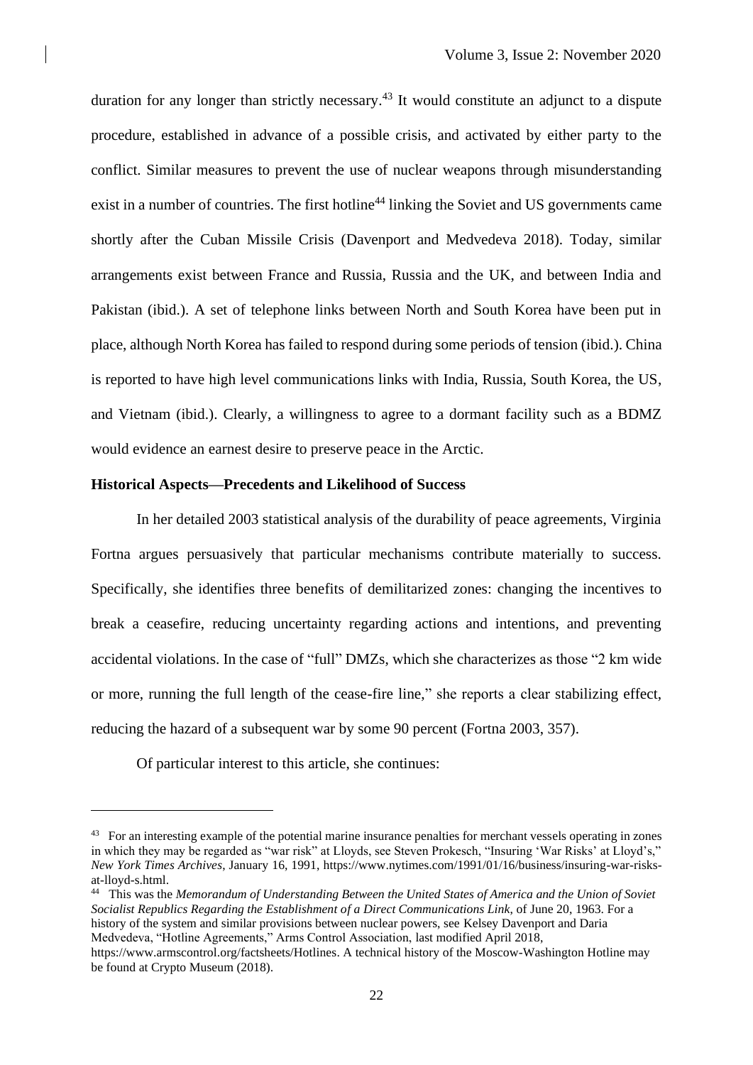duration for any longer than strictly necessary.[43] It would constitute an adjunct to a dispute procedure, established in advance of a possible crisis, and activated by either party to the conflict. Similar measures to prevent the use of nuclear weapons through misunderstanding exist in a number of countries. The first hotline[44] linking the Soviet and US governments came shortly after the Cuban Missile Crisis (Davenport and Medvedeva 2018). Today, similar arrangements exist between France and Russia, Russia and the UK, and between India and Pakistan (ibid.). A set of telephone links between North and South Korea have been put in place, although North Korea has failed to respond during some periods of tension (ibid.). China is reported to have high level communications links with India, Russia, South Korea, the US, and Vietnam (ibid.). Clearly, a willingness to agree to a dormant facility such as a BDMZ would evidence an earnest desire to preserve peace in the Arctic.

**Historical Aspects—Precedents and Likelihood of Success**

In her detailed 2003 statistical analysis of the durability of peace agreements, Virginia Fortna argues persuasively that particular mechanisms contribute materially to success. Specifically, she identifies three benefits of demilitarized zones: changing the incentives to break a ceasefire, reducing uncertainty regarding actions and intentions, and preventing accidental violations. In the case of "full" DMZs, which she characterizes as those "2 km wide or more, running the full length of the cease-fire line," she reports a clear stabilizing effect, reducing the hazard of a subsequent war by some 90 percent (Fortna 2003, 357).

Of particular interest to this article, she continues:

---

[43] For an interesting example of the potential marine insurance penalties for merchant vessels operating in zones in which they may be regarded as "war risk" at Lloyds, see Steven Prokesch, "Insuring 'War Risks' at Lloyd's," *New York Times Archives*, January 16, 1991, https://www.nytimes.com/1991/01/16/business/insuring-war-risks-at-lloyd-s.html.

[44] This was the *Memorandum of Understanding Between the United States of America and the Union of Soviet Socialist Republics Regarding the Establishment of a Direct Communications Link*, of June 20, 1963. For a history of the system and similar provisions between nuclear powers, see Kelsey Davenport and Daria Medvedeva, "Hotline Agreements," Arms Control Association, last modified April 2018, https://www.armscontrol.org/factsheets/Hotlines. A technical history of the Moscow-Washington Hotline may be found at Crypto Museum (2018).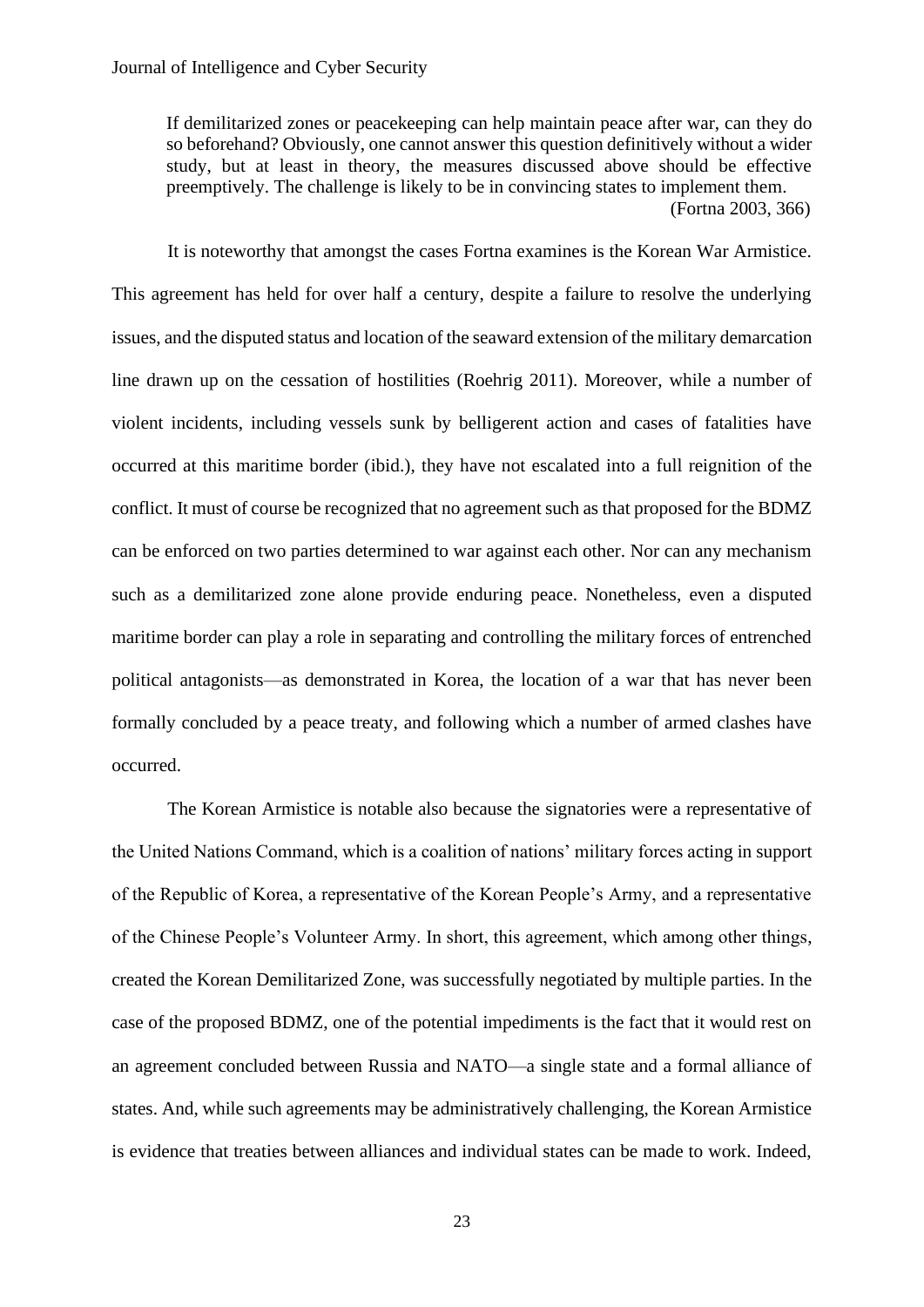> If demilitarized zones or peacekeeping can help maintain peace after war, can they do so beforehand? Obviously, one cannot answer this question definitively without a wider study, but at least in theory, the measures discussed above should be effective preemptively. The challenge is likely to be in convincing states to implement them.
> (Fortna 2003, 366)

It is noteworthy that amongst the cases Fortna examines is the Korean War Armistice. This agreement has held for over half a century, despite a failure to resolve the underlying issues, and the disputed status and location of the seaward extension of the military demarcation line drawn up on the cessation of hostilities (Roehrig 2011). Moreover, while a number of violent incidents, including vessels sunk by belligerent action and cases of fatalities have occurred at this maritime border (ibid.), they have not escalated into a full reignition of the conflict. It must of course be recognized that no agreement such as that proposed for the BDMZ can be enforced on two parties determined to war against each other. Nor can any mechanism such as a demilitarized zone alone provide enduring peace. Nonetheless, even a disputed maritime border can play a role in separating and controlling the military forces of entrenched political antagonists—as demonstrated in Korea, the location of a war that has never been formally concluded by a peace treaty, and following which a number of armed clashes have occurred.

The Korean Armistice is notable also because the signatories were a representative of the United Nations Command, which is a coalition of nations' military forces acting in support of the Republic of Korea, a representative of the Korean People's Army, and a representative of the Chinese People's Volunteer Army. In short, this agreement, which among other things, created the Korean Demilitarized Zone, was successfully negotiated by multiple parties. In the case of the proposed BDMZ, one of the potential impediments is the fact that it would rest on an agreement concluded between Russia and NATO—a single state and a formal alliance of states. And, while such agreements may be administratively challenging, the Korean Armistice is evidence that treaties between alliances and individual states can be made to work. Indeed,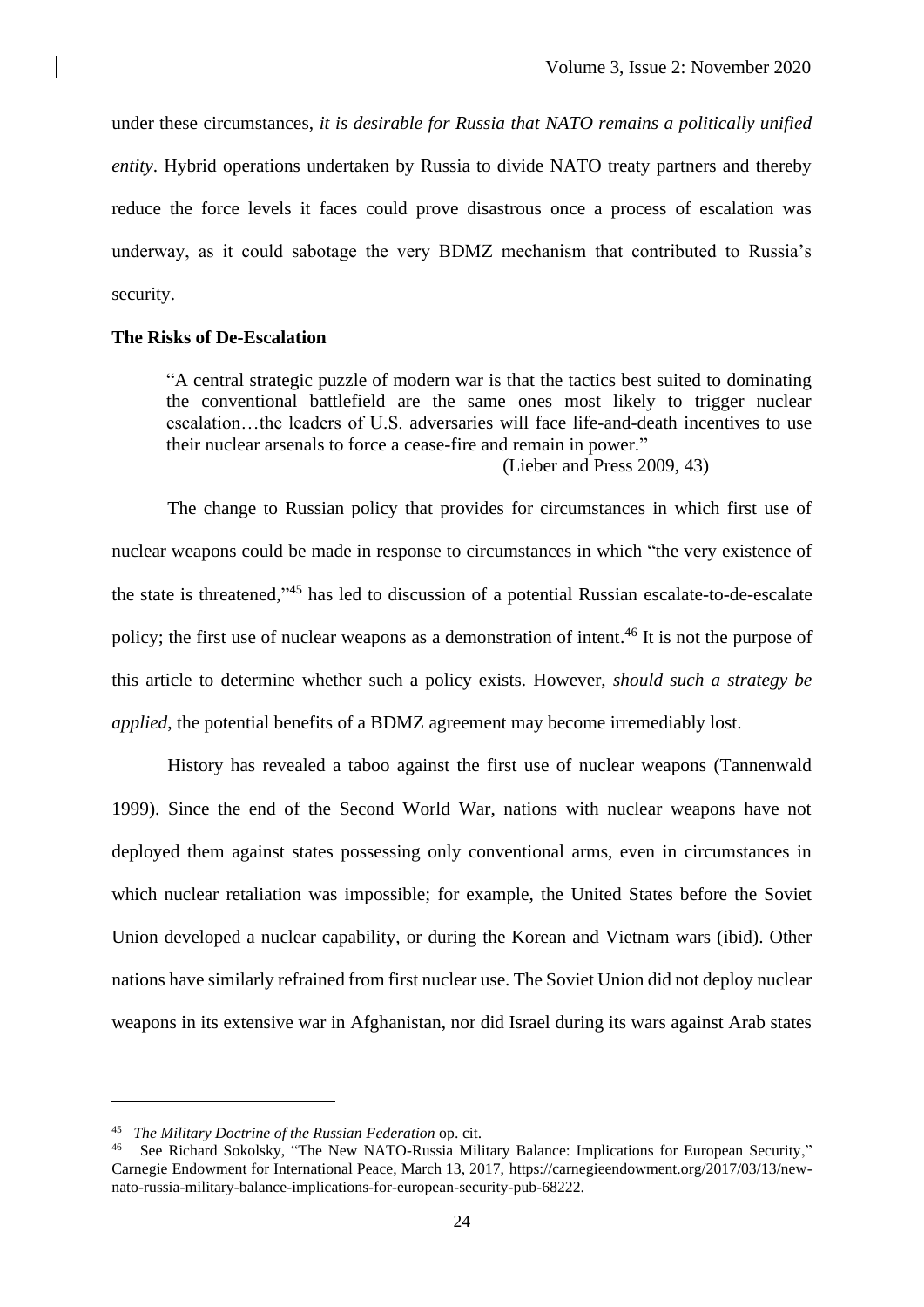under these circumstances, *it is desirable for Russia that NATO remains a politically unified entity*. Hybrid operations undertaken by Russia to divide NATO treaty partners and thereby reduce the force levels it faces could prove disastrous once a process of escalation was underway, as it could sabotage the very BDMZ mechanism that contributed to Russia's security.

**The Risks of De-Escalation**

> "A central strategic puzzle of modern war is that the tactics best suited to dominating the conventional battlefield are the same ones most likely to trigger nuclear escalation…the leaders of U.S. adversaries will face life-and-death incentives to use their nuclear arsenals to force a cease-fire and remain in power."
>
> (Lieber and Press 2009, 43)

The change to Russian policy that provides for circumstances in which first use of nuclear weapons could be made in response to circumstances in which "the very existence of the state is threatened,"[45] has led to discussion of a potential Russian escalate-to-de-escalate policy; the first use of nuclear weapons as a demonstration of intent.[46] It is not the purpose of this article to determine whether such a policy exists. However, *should such a strategy be applied*, the potential benefits of a BDMZ agreement may become irremediably lost.

History has revealed a taboo against the first use of nuclear weapons (Tannenwald 1999). Since the end of the Second World War, nations with nuclear weapons have not deployed them against states possessing only conventional arms, even in circumstances in which nuclear retaliation was impossible; for example, the United States before the Soviet Union developed a nuclear capability, or during the Korean and Vietnam wars (ibid). Other nations have similarly refrained from first nuclear use. The Soviet Union did not deploy nuclear weapons in its extensive war in Afghanistan, nor did Israel during its wars against Arab states

---

[45] *The Military Doctrine of the Russian Federation* op. cit.

[46] See Richard Sokolsky, "The New NATO-Russia Military Balance: Implications for European Security," Carnegie Endowment for International Peace, March 13, 2017, https://carnegieendowment.org/2017/03/13/new-nato-russia-military-balance-implications-for-european-security-pub-68222.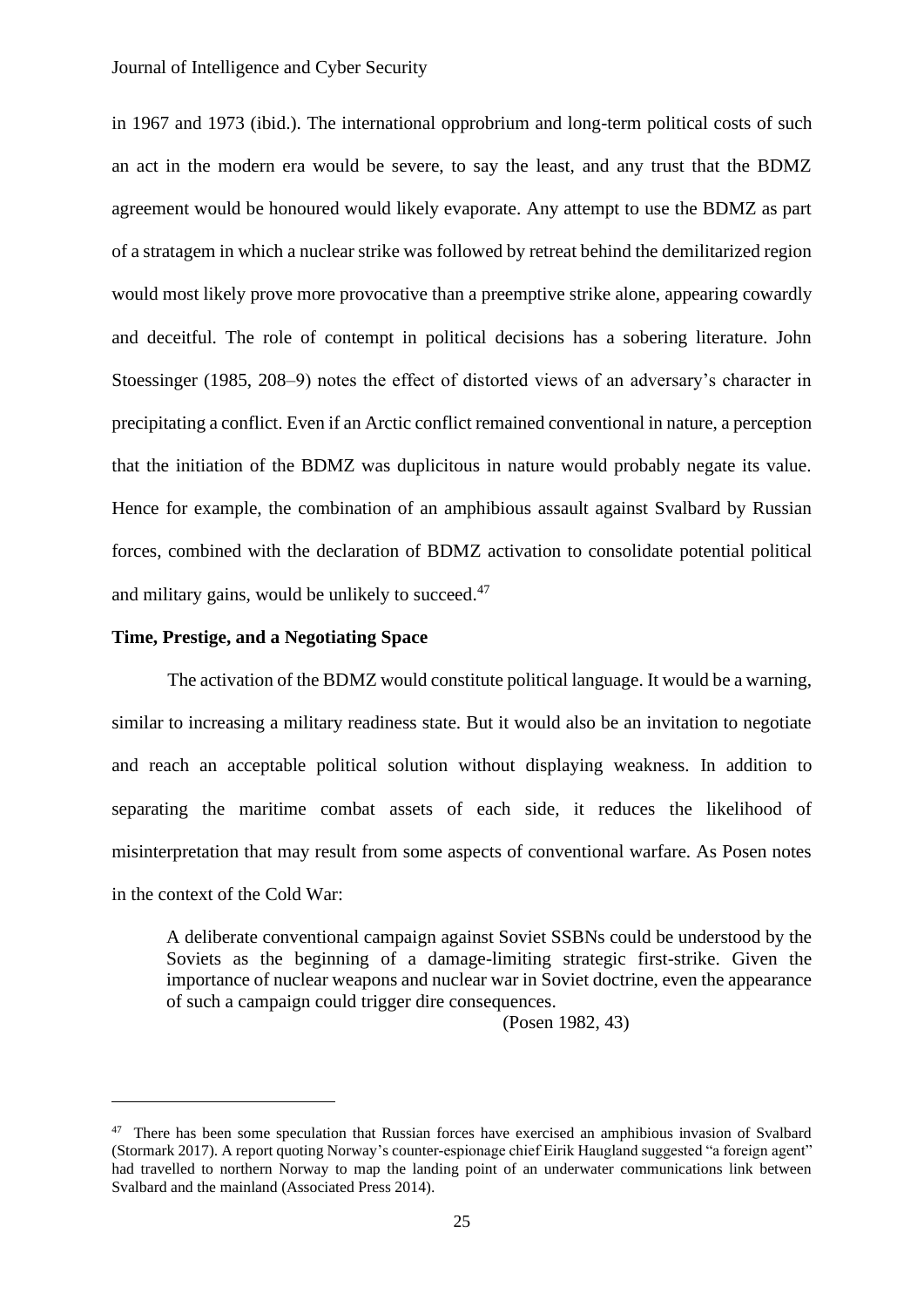in 1967 and 1973 (ibid.). The international opprobrium and long-term political costs of such an act in the modern era would be severe, to say the least, and any trust that the BDMZ agreement would be honoured would likely evaporate. Any attempt to use the BDMZ as part of a stratagem in which a nuclear strike was followed by retreat behind the demilitarized region would most likely prove more provocative than a preemptive strike alone, appearing cowardly and deceitful. The role of contempt in political decisions has a sobering literature. John Stoessinger (1985, 208–9) notes the effect of distorted views of an adversary's character in precipitating a conflict. Even if an Arctic conflict remained conventional in nature, a perception that the initiation of the BDMZ was duplicitous in nature would probably negate its value. Hence for example, the combination of an amphibious assault against Svalbard by Russian forces, combined with the declaration of BDMZ activation to consolidate potential political and military gains, would be unlikely to succeed.[47]

### Time, Prestige, and a Negotiating Space

The activation of the BDMZ would constitute political language. It would be a warning, similar to increasing a military readiness state. But it would also be an invitation to negotiate and reach an acceptable political solution without displaying weakness. In addition to separating the maritime combat assets of each side, it reduces the likelihood of misinterpretation that may result from some aspects of conventional warfare. As Posen notes in the context of the Cold War:

> A deliberate conventional campaign against Soviet SSBNs could be understood by the Soviets as the beginning of a damage-limiting strategic first-strike. Given the importance of nuclear weapons and nuclear war in Soviet doctrine, even the appearance of such a campaign could trigger dire consequences.
>
> (Posen 1982, 43)

---

[47] There has been some speculation that Russian forces have exercised an amphibious invasion of Svalbard (Stormark 2017). A report quoting Norway's counter-espionage chief Eirik Haugland suggested "a foreign agent" had travelled to northern Norway to map the landing point of an underwater communications link between Svalbard and the mainland (Associated Press 2014).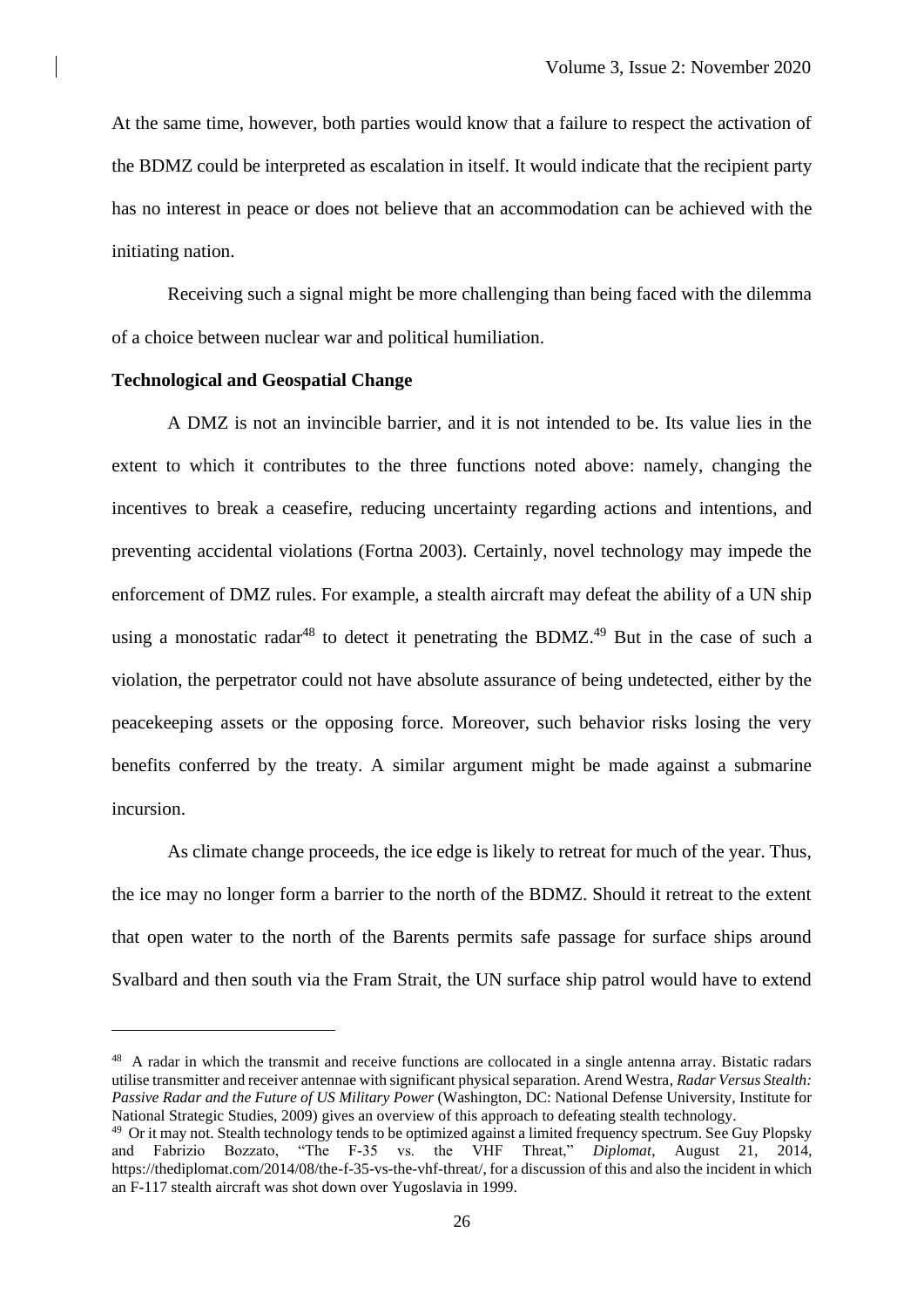At the same time, however, both parties would know that a failure to respect the activation of the BDMZ could be interpreted as escalation in itself. It would indicate that the recipient party has no interest in peace or does not believe that an accommodation can be achieved with the initiating nation.

Receiving such a signal might be more challenging than being faced with the dilemma of a choice between nuclear war and political humiliation.

**Technological and Geospatial Change**

A DMZ is not an invincible barrier, and it is not intended to be. Its value lies in the extent to which it contributes to the three functions noted above: namely, changing the incentives to break a ceasefire, reducing uncertainty regarding actions and intentions, and preventing accidental violations (Fortna 2003). Certainly, novel technology may impede the enforcement of DMZ rules. For example, a stealth aircraft may defeat the ability of a UN ship using a monostatic radar[48] to detect it penetrating the BDMZ.[49] But in the case of such a violation, the perpetrator could not have absolute assurance of being undetected, either by the peacekeeping assets or the opposing force. Moreover, such behavior risks losing the very benefits conferred by the treaty. A similar argument might be made against a submarine incursion.

As climate change proceeds, the ice edge is likely to retreat for much of the year. Thus, the ice may no longer form a barrier to the north of the BDMZ. Should it retreat to the extent that open water to the north of the Barents permits safe passage for surface ships around Svalbard and then south via the Fram Strait, the UN surface ship patrol would have to extend

---

[48] A radar in which the transmit and receive functions are collocated in a single antenna array. Bistatic radars utilise transmitter and receiver antennae with significant physical separation. Arend Westra, *Radar Versus Stealth: Passive Radar and the Future of US Military Power* (Washington, DC: National Defense University, Institute for National Strategic Studies, 2009) gives an overview of this approach to defeating stealth technology.

[49] Or it may not. Stealth technology tends to be optimized against a limited frequency spectrum. See Guy Plopsky and Fabrizio Bozzato, "The F-35 vs. the VHF Threat," *Diplomat*, August 21, 2014, https://thediplomat.com/2014/08/the-f-35-vs-the-vhf-threat/, for a discussion of this and also the incident in which an F-117 stealth aircraft was shot down over Yugoslavia in 1999.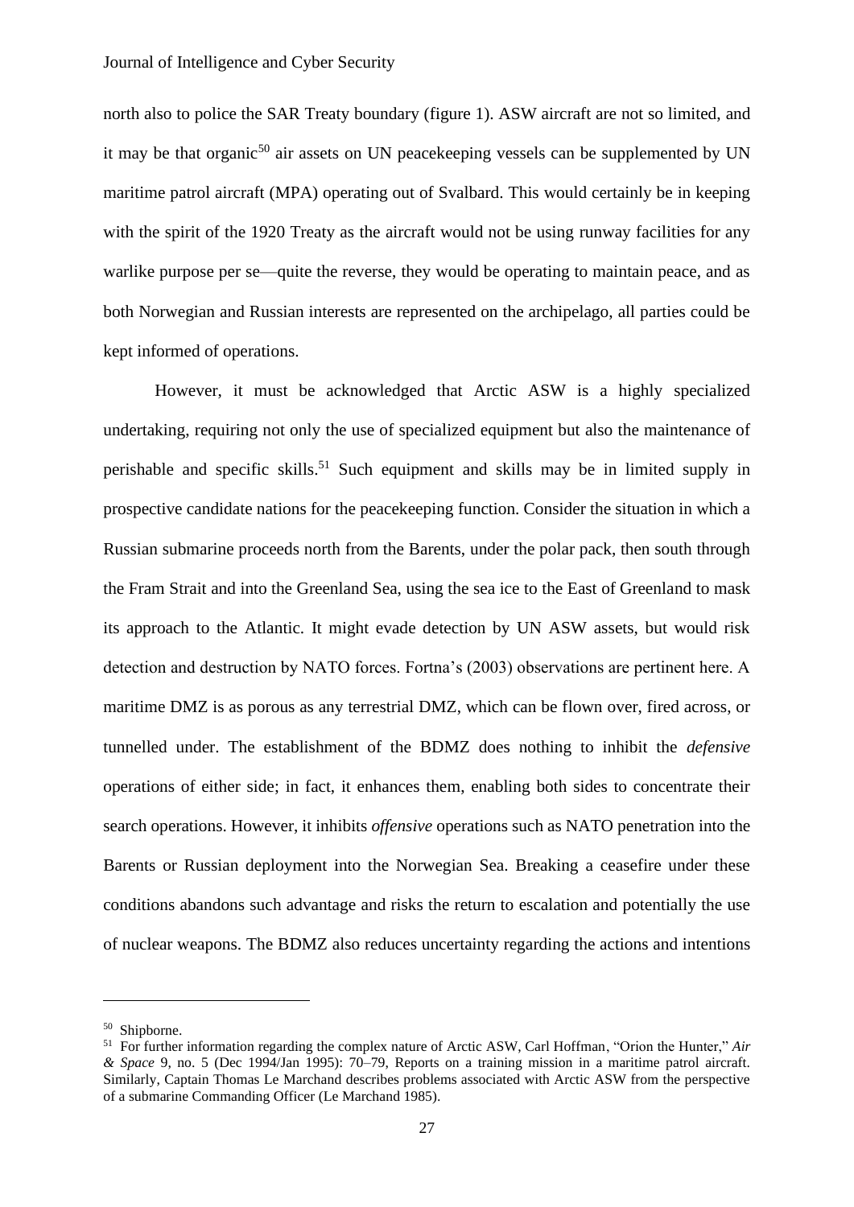north also to police the SAR Treaty boundary (figure 1). ASW aircraft are not so limited, and it may be that organic[50] air assets on UN peacekeeping vessels can be supplemented by UN maritime patrol aircraft (MPA) operating out of Svalbard. This would certainly be in keeping with the spirit of the 1920 Treaty as the aircraft would not be using runway facilities for any warlike purpose per se—quite the reverse, they would be operating to maintain peace, and as both Norwegian and Russian interests are represented on the archipelago, all parties could be kept informed of operations.

However, it must be acknowledged that Arctic ASW is a highly specialized undertaking, requiring not only the use of specialized equipment but also the maintenance of perishable and specific skills.[51] Such equipment and skills may be in limited supply in prospective candidate nations for the peacekeeping function. Consider the situation in which a Russian submarine proceeds north from the Barents, under the polar pack, then south through the Fram Strait and into the Greenland Sea, using the sea ice to the East of Greenland to mask its approach to the Atlantic. It might evade detection by UN ASW assets, but would risk detection and destruction by NATO forces. Fortna's (2003) observations are pertinent here. A maritime DMZ is as porous as any terrestrial DMZ, which can be flown over, fired across, or tunnelled under. The establishment of the BDMZ does nothing to inhibit the *defensive* operations of either side; in fact, it enhances them, enabling both sides to concentrate their search operations. However, it inhibits *offensive* operations such as NATO penetration into the Barents or Russian deployment into the Norwegian Sea. Breaking a ceasefire under these conditions abandons such advantage and risks the return to escalation and potentially the use of nuclear weapons. The BDMZ also reduces uncertainty regarding the actions and intentions

---

[50] Shipborne.

[51] For further information regarding the complex nature of Arctic ASW, Carl Hoffman, "Orion the Hunter," *Air & Space* 9, no. 5 (Dec 1994/Jan 1995): 70–79, Reports on a training mission in a maritime patrol aircraft. Similarly, Captain Thomas Le Marchand describes problems associated with Arctic ASW from the perspective of a submarine Commanding Officer (Le Marchand 1985).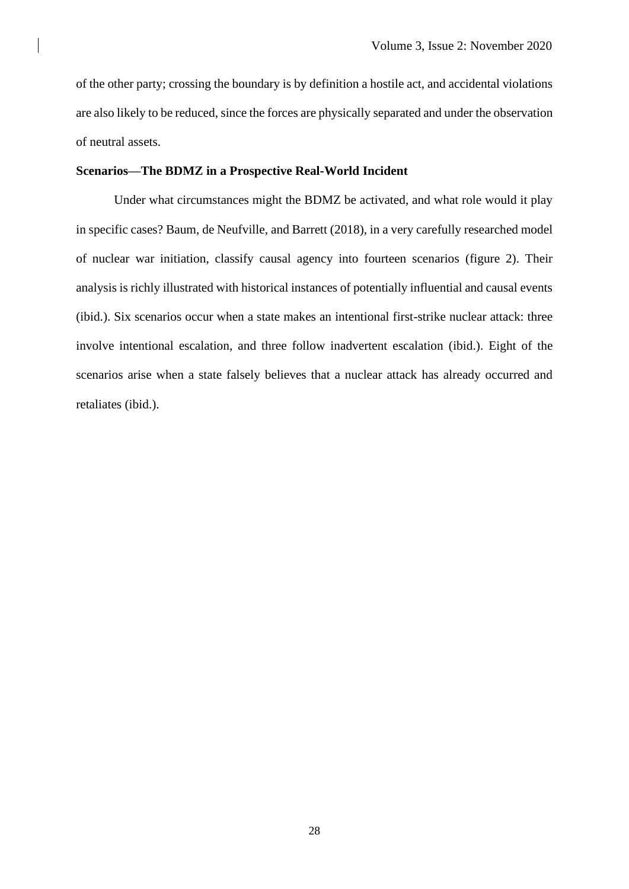of the other party; crossing the boundary is by definition a hostile act, and accidental violations are also likely to be reduced, since the forces are physically separated and under the observation of neutral assets.

**Scenarios—The BDMZ in a Prospective Real-World Incident**

Under what circumstances might the BDMZ be activated, and what role would it play in specific cases? Baum, de Neufville, and Barrett (2018), in a very carefully researched model of nuclear war initiation, classify causal agency into fourteen scenarios (figure 2). Their analysis is richly illustrated with historical instances of potentially influential and causal events (ibid.). Six scenarios occur when a state makes an intentional first-strike nuclear attack: three involve intentional escalation, and three follow inadvertent escalation (ibid.). Eight of the scenarios arise when a state falsely believes that a nuclear attack has already occurred and retaliates (ibid.).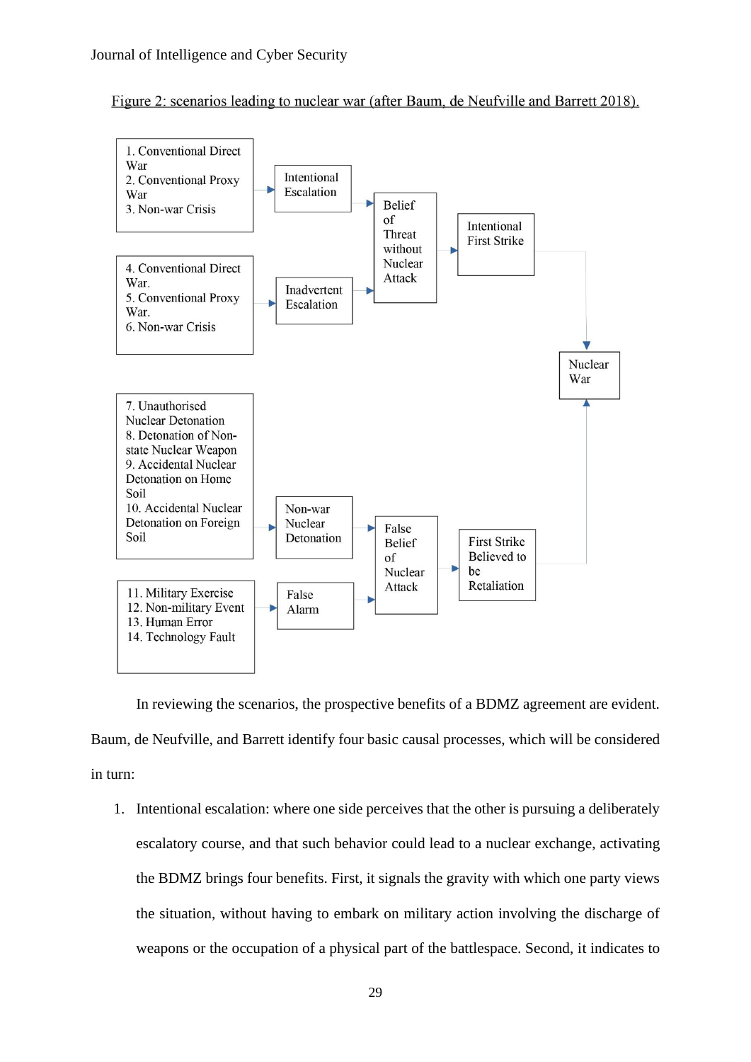Figure 2: scenarios leading to nuclear war (after Baum, de Neufville and Barrett 2018).

1. Conventional Direct War
2. Conventional Proxy War
3. Non-war Crisis

Intentional Escalation

4. Conventional Direct War.
5. Conventional Proxy War.
6. Non-war Crisis

Inadvertent Escalation

Belief of Threat without Nuclear Attack

Intentional First Strike

Nuclear War

7. Unauthorised Nuclear Detonation
8. Detonation of Non-state Nuclear Weapon
9. Accidental Nuclear Detonation on Home Soil
10. Accidental Nuclear Detonation on Foreign Soil

Non-war Nuclear Detonation

11. Military Exercise
12. Non-military Event
13. Human Error
14. Technology Fault

False Alarm

False Belief of Nuclear Attack

First Strike Believed to be Retaliation

In reviewing the scenarios, the prospective benefits of a BDMZ agreement are evident. Baum, de Neufville, and Barrett identify four basic causal processes, which will be considered in turn:

1. Intentional escalation: where one side perceives that the other is pursuing a deliberately escalatory course, and that such behavior could lead to a nuclear exchange, activating the BDMZ brings four benefits. First, it signals the gravity with which one party views the situation, without having to embark on military action involving the discharge of weapons or the occupation of a physical part of the battlespace. Second, it indicates to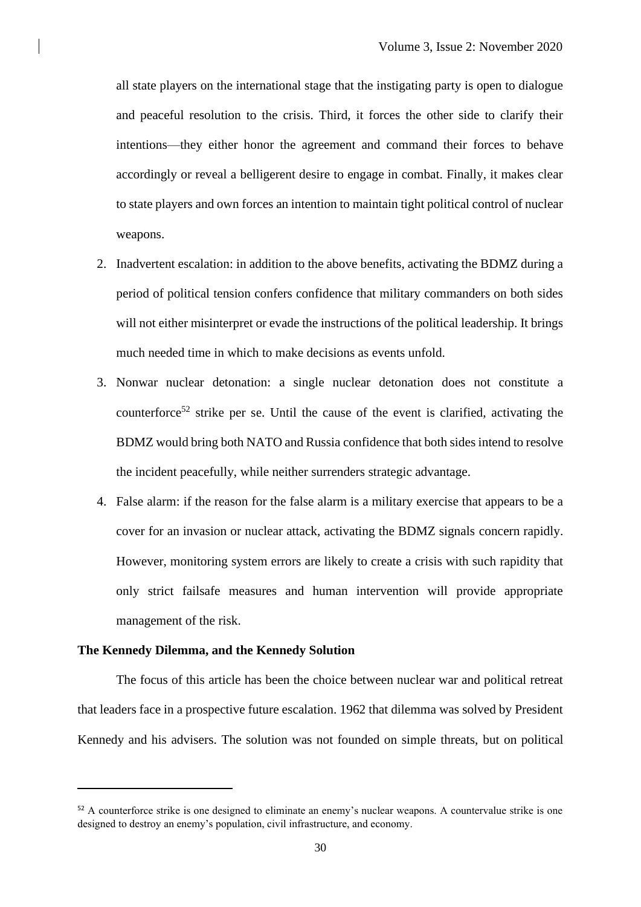all state players on the international stage that the instigating party is open to dialogue and peaceful resolution to the crisis. Third, it forces the other side to clarify their intentions—they either honor the agreement and command their forces to behave accordingly or reveal a belligerent desire to engage in combat. Finally, it makes clear to state players and own forces an intention to maintain tight political control of nuclear weapons.

2. Inadvertent escalation: in addition to the above benefits, activating the BDMZ during a period of political tension confers confidence that military commanders on both sides will not either misinterpret or evade the instructions of the political leadership. It brings much needed time in which to make decisions as events unfold.
3. Nonwar nuclear detonation: a single nuclear detonation does not constitute a counterforce[52] strike per se. Until the cause of the event is clarified, activating the BDMZ would bring both NATO and Russia confidence that both sides intend to resolve the incident peacefully, while neither surrenders strategic advantage.
4. False alarm: if the reason for the false alarm is a military exercise that appears to be a cover for an invasion or nuclear attack, activating the BDMZ signals concern rapidly. However, monitoring system errors are likely to create a crisis with such rapidity that only strict failsafe measures and human intervention will provide appropriate management of the risk.

**The Kennedy Dilemma, and the Kennedy Solution**

The focus of this article has been the choice between nuclear war and political retreat that leaders face in a prospective future escalation. 1962 that dilemma was solved by President Kennedy and his advisers. The solution was not founded on simple threats, but on political

---

[52] A counterforce strike is one designed to eliminate an enemy's nuclear weapons. A countervalue strike is one designed to destroy an enemy's population, civil infrastructure, and economy.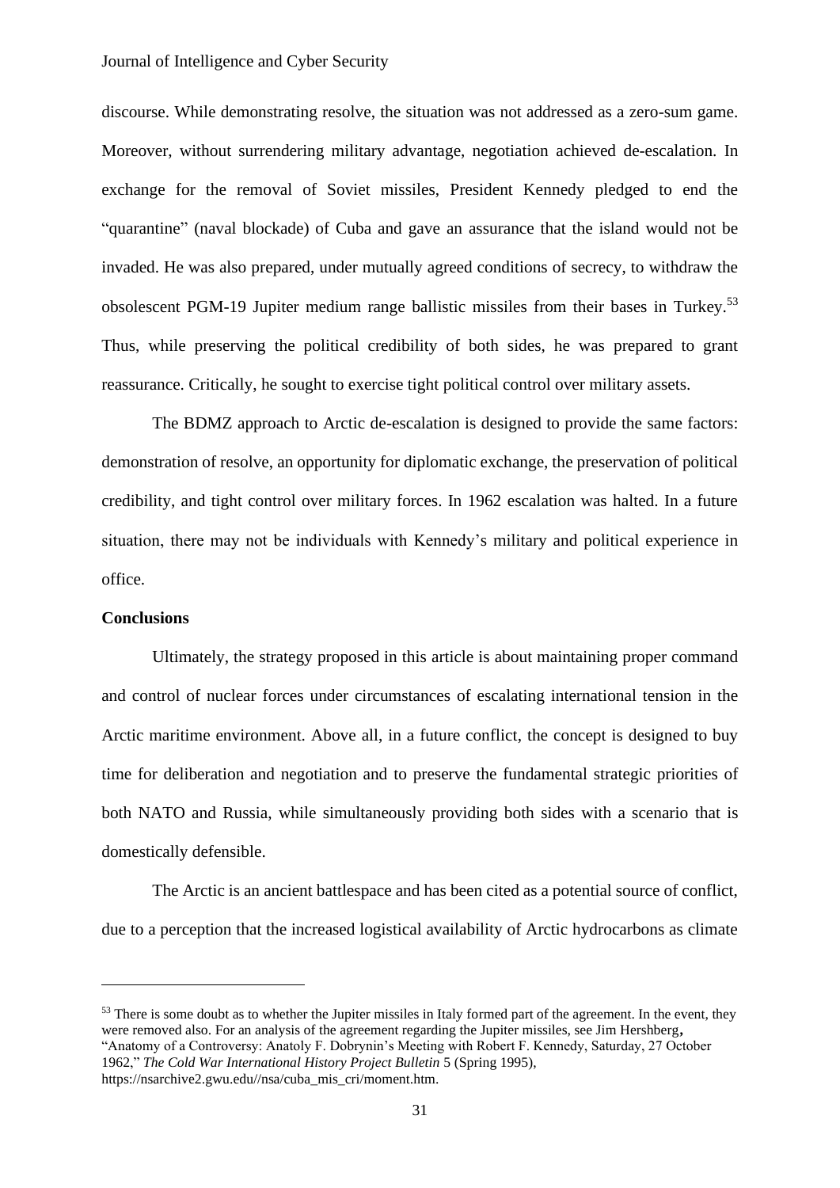discourse. While demonstrating resolve, the situation was not addressed as a zero-sum game. Moreover, without surrendering military advantage, negotiation achieved de-escalation. In exchange for the removal of Soviet missiles, President Kennedy pledged to end the "quarantine" (naval blockade) of Cuba and gave an assurance that the island would not be invaded. He was also prepared, under mutually agreed conditions of secrecy, to withdraw the obsolescent PGM-19 Jupiter medium range ballistic missiles from their bases in Turkey.[53] Thus, while preserving the political credibility of both sides, he was prepared to grant reassurance. Critically, he sought to exercise tight political control over military assets.

The BDMZ approach to Arctic de-escalation is designed to provide the same factors: demonstration of resolve, an opportunity for diplomatic exchange, the preservation of political credibility, and tight control over military forces. In 1962 escalation was halted. In a future situation, there may not be individuals with Kennedy's military and political experience in office.

## Conclusions

Ultimately, the strategy proposed in this article is about maintaining proper command and control of nuclear forces under circumstances of escalating international tension in the Arctic maritime environment. Above all, in a future conflict, the concept is designed to buy time for deliberation and negotiation and to preserve the fundamental strategic priorities of both NATO and Russia, while simultaneously providing both sides with a scenario that is domestically defensible.

The Arctic is an ancient battlespace and has been cited as a potential source of conflict, due to a perception that the increased logistical availability of Arctic hydrocarbons as climate

---

[53] There is some doubt as to whether the Jupiter missiles in Italy formed part of the agreement. In the event, they were removed also. For an analysis of the agreement regarding the Jupiter missiles, see Jim Hershberg, "Anatomy of a Controversy: Anatoly F. Dobrynin's Meeting with Robert F. Kennedy, Saturday, 27 October 1962," *The Cold War International History Project Bulletin* 5 (Spring 1995), https://nsarchive2.gwu.edu//nsa/cuba_mis_cri/moment.htm.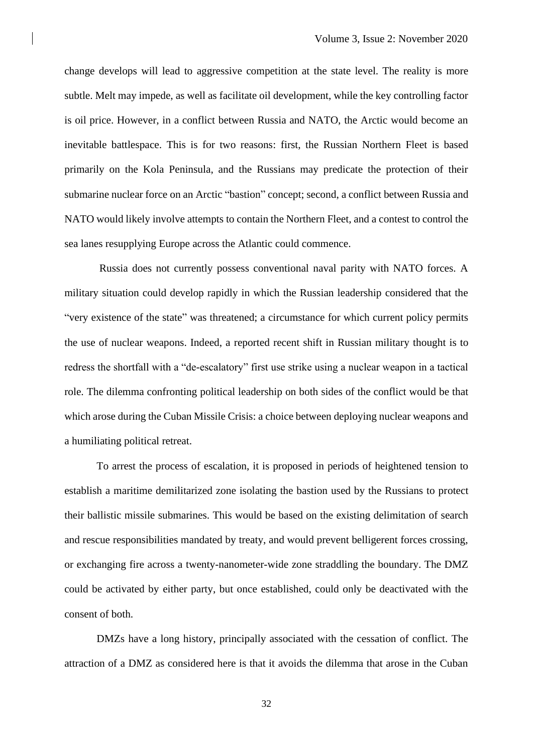change develops will lead to aggressive competition at the state level. The reality is more subtle. Melt may impede, as well as facilitate oil development, while the key controlling factor is oil price. However, in a conflict between Russia and NATO, the Arctic would become an inevitable battlespace. This is for two reasons: first, the Russian Northern Fleet is based primarily on the Kola Peninsula, and the Russians may predicate the protection of their submarine nuclear force on an Arctic "bastion" concept; second, a conflict between Russia and NATO would likely involve attempts to contain the Northern Fleet, and a contest to control the sea lanes resupplying Europe across the Atlantic could commence.

Russia does not currently possess conventional naval parity with NATO forces. A military situation could develop rapidly in which the Russian leadership considered that the "very existence of the state" was threatened; a circumstance for which current policy permits the use of nuclear weapons. Indeed, a reported recent shift in Russian military thought is to redress the shortfall with a "de-escalatory" first use strike using a nuclear weapon in a tactical role. The dilemma confronting political leadership on both sides of the conflict would be that which arose during the Cuban Missile Crisis: a choice between deploying nuclear weapons and a humiliating political retreat.

To arrest the process of escalation, it is proposed in periods of heightened tension to establish a maritime demilitarized zone isolating the bastion used by the Russians to protect their ballistic missile submarines. This would be based on the existing delimitation of search and rescue responsibilities mandated by treaty, and would prevent belligerent forces crossing, or exchanging fire across a twenty-nanometer-wide zone straddling the boundary. The DMZ could be activated by either party, but once established, could only be deactivated with the consent of both.

DMZs have a long history, principally associated with the cessation of conflict. The attraction of a DMZ as considered here is that it avoids the dilemma that arose in the Cuban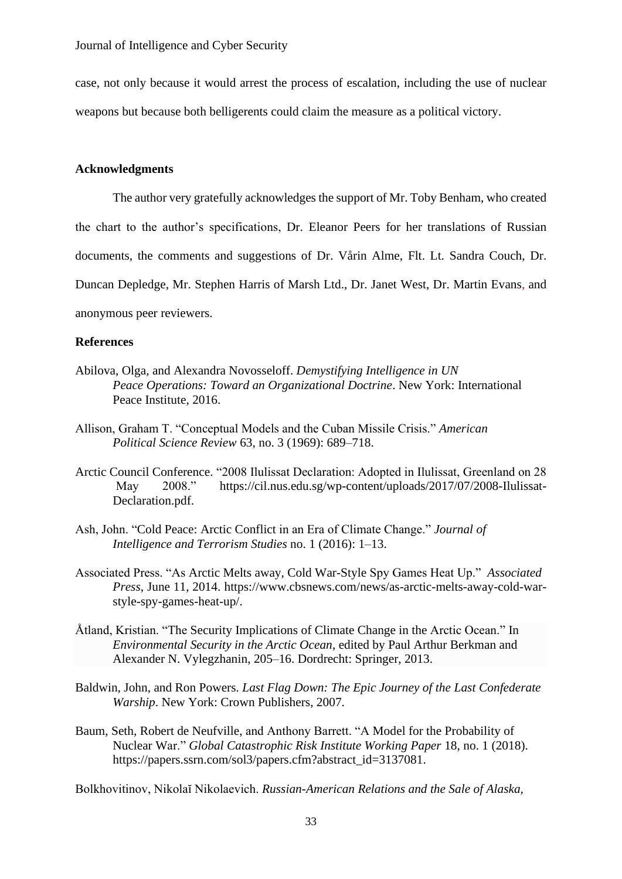case, not only because it would arrest the process of escalation, including the use of nuclear weapons but because both belligerents could claim the measure as a political victory.

## Acknowledgments

The author very gratefully acknowledges the support of Mr. Toby Benham, who created the chart to the author's specifications, Dr. Eleanor Peers for her translations of Russian documents, the comments and suggestions of Dr. Vårin Alme, Flt. Lt. Sandra Couch, Dr. Duncan Depledge, Mr. Stephen Harris of Marsh Ltd., Dr. Janet West, Dr. Martin Evans, and anonymous peer reviewers.

## References

Abilova, Olga, and Alexandra Novosseloff. *Demystifying Intelligence in UN Peace Operations: Toward an Organizational Doctrine*. New York: International Peace Institute, 2016.

Allison, Graham T. "Conceptual Models and the Cuban Missile Crisis." *American Political Science Review* 63, no. 3 (1969): 689–718.

Arctic Council Conference. "2008 Ilulissat Declaration: Adopted in Ilulissat, Greenland on 28 May 2008." https://cil.nus.edu.sg/wp-content/uploads/2017/07/2008-Ilulissat-Declaration.pdf.

Ash, John. "Cold Peace: Arctic Conflict in an Era of Climate Change." *Journal of Intelligence and Terrorism Studies* no. 1 (2016): 1–13.

Associated Press. "As Arctic Melts away, Cold War-Style Spy Games Heat Up." *Associated Press*, June 11, 2014. https://www.cbsnews.com/news/as-arctic-melts-away-cold-war-style-spy-games-heat-up/.

Åtland, Kristian. "The Security Implications of Climate Change in the Arctic Ocean." In *Environmental Security in the Arctic Ocean*, edited by Paul Arthur Berkman and Alexander N. Vylegzhanin, 205–16. Dordrecht: Springer, 2013.

Baldwin, John, and Ron Powers. *Last Flag Down: The Epic Journey of the Last Confederate Warship*. New York: Crown Publishers, 2007.

Baum, Seth, Robert de Neufville, and Anthony Barrett. "A Model for the Probability of Nuclear War." *Global Catastrophic Risk Institute Working Paper* 18, no. 1 (2018). https://papers.ssrn.com/sol3/papers.cfm?abstract_id=3137081.

Bolkhovitinov, Nikolaĭ Nikolaevich. *Russian-American Relations and the Sale of Alaska,*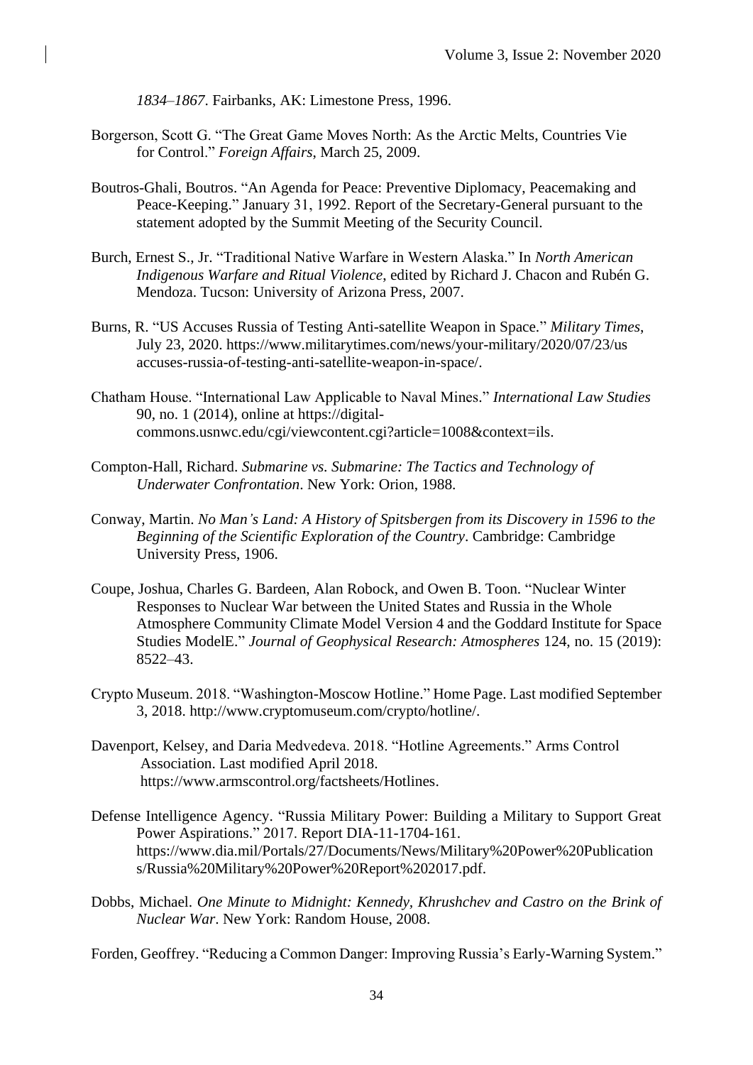*1834–1867*. Fairbanks, AK: Limestone Press, 1996.

Borgerson, Scott G. "The Great Game Moves North: As the Arctic Melts, Countries Vie for Control." *Foreign Affairs*, March 25, 2009.

Boutros-Ghali, Boutros. "An Agenda for Peace: Preventive Diplomacy, Peacemaking and Peace-Keeping." January 31, 1992. Report of the Secretary-General pursuant to the statement adopted by the Summit Meeting of the Security Council.

Burch, Ernest S., Jr. "Traditional Native Warfare in Western Alaska." In *North American Indigenous Warfare and Ritual Violence*, edited by Richard J. Chacon and Rubén G. Mendoza. Tucson: University of Arizona Press, 2007.

Burns, R. "US Accuses Russia of Testing Anti-satellite Weapon in Space." *Military Times*, July 23, 2020. https://www.militarytimes.com/news/your-military/2020/07/23/us accuses-russia-of-testing-anti-satellite-weapon-in-space/.

Chatham House. "International Law Applicable to Naval Mines." *International Law Studies* 90, no. 1 (2014), online at https://digital-commons.usnwc.edu/cgi/viewcontent.cgi?article=1008&context=ils.

Compton-Hall, Richard. *Submarine vs. Submarine: The Tactics and Technology of Underwater Confrontation*. New York: Orion, 1988.

Conway, Martin. *No Man's Land: A History of Spitsbergen from its Discovery in 1596 to the Beginning of the Scientific Exploration of the Country*. Cambridge: Cambridge University Press, 1906.

Coupe, Joshua, Charles G. Bardeen, Alan Robock, and Owen B. Toon. "Nuclear Winter Responses to Nuclear War between the United States and Russia in the Whole Atmosphere Community Climate Model Version 4 and the Goddard Institute for Space Studies ModelE." *Journal of Geophysical Research: Atmospheres* 124, no. 15 (2019): 8522–43.

Crypto Museum. 2018. "Washington-Moscow Hotline." Home Page. Last modified September 3, 2018. http://www.cryptomuseum.com/crypto/hotline/.

Davenport, Kelsey, and Daria Medvedeva. 2018. "Hotline Agreements." Arms Control Association. Last modified April 2018. https://www.armscontrol.org/factsheets/Hotlines.

Defense Intelligence Agency. "Russia Military Power: Building a Military to Support Great Power Aspirations." 2017. Report DIA-11-1704-161. https://www.dia.mil/Portals/27/Documents/News/Military%20Power%20Publications/Russia%20Military%20Power%20Report%202017.pdf.

Dobbs, Michael. *One Minute to Midnight: Kennedy, Khrushchev and Castro on the Brink of Nuclear War*. New York: Random House, 2008.

Forden, Geoffrey. "Reducing a Common Danger: Improving Russia's Early-Warning System."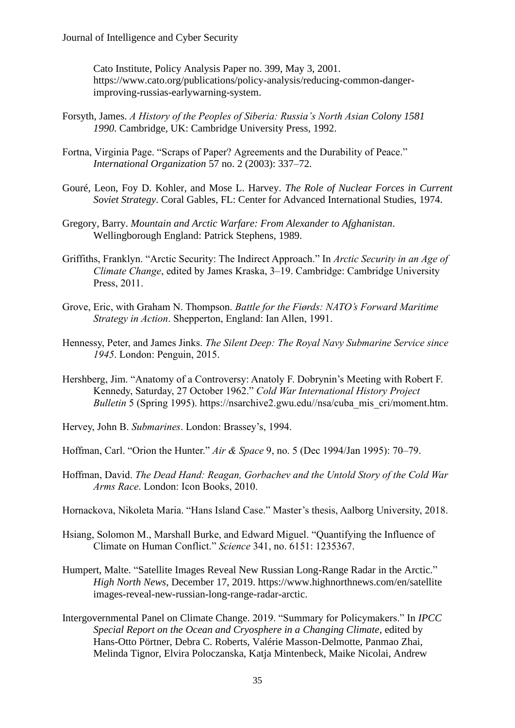Cato Institute, Policy Analysis Paper no. 399, May 3, 2001. https://www.cato.org/publications/policy-analysis/reducing-common-danger-improving-russias-earlywarning-system.

Forsyth, James. *A History of the Peoples of Siberia: Russia's North Asian Colony 1581 1990*. Cambridge, UK: Cambridge University Press, 1992.

Fortna, Virginia Page. "Scraps of Paper? Agreements and the Durability of Peace." *International Organization* 57 no. 2 (2003): 337–72.

Gouré, Leon, Foy D. Kohler, and Mose L. Harvey. *The Role of Nuclear Forces in Current Soviet Strategy*. Coral Gables, FL: Center for Advanced International Studies, 1974.

Gregory, Barry. *Mountain and Arctic Warfare: From Alexander to Afghanistan*. Wellingborough England: Patrick Stephens, 1989.

Griffiths, Franklyn. "Arctic Security: The Indirect Approach." In *Arctic Security in an Age of Climate Change*, edited by James Kraska, 3–19. Cambridge: Cambridge University Press, 2011.

Grove, Eric, with Graham N. Thompson. *Battle for the Fiørds: NATO's Forward Maritime Strategy in Action*. Shepperton, England: Ian Allen, 1991.

Hennessy, Peter, and James Jinks. *The Silent Deep: The Royal Navy Submarine Service since 1945*. London: Penguin, 2015.

Hershberg, Jim. "Anatomy of a Controversy: Anatoly F. Dobrynin's Meeting with Robert F. Kennedy, Saturday, 27 October 1962." *Cold War International History Project Bulletin* 5 (Spring 1995). https://nsarchive2.gwu.edu//nsa/cuba_mis_cri/moment.htm.

Hervey, John B. *Submarines*. London: Brassey's, 1994.

Hoffman, Carl. "Orion the Hunter." *Air & Space* 9, no. 5 (Dec 1994/Jan 1995): 70–79.

Hoffman, David. *The Dead Hand: Reagan, Gorbachev and the Untold Story of the Cold War Arms Race*. London: Icon Books, 2010.

Hornackova, Nikoleta Maria. "Hans Island Case." Master's thesis, Aalborg University, 2018.

Hsiang, Solomon M., Marshall Burke, and Edward Miguel. "Quantifying the Influence of Climate on Human Conflict." *Science* 341, no. 6151: 1235367.

Humpert, Malte. "Satellite Images Reveal New Russian Long-Range Radar in the Arctic." *High North News*, December 17, 2019. https://www.highnorthnews.com/en/satellite images-reveal-new-russian-long-range-radar-arctic.

Intergovernmental Panel on Climate Change. 2019. "Summary for Policymakers." In *IPCC Special Report on the Ocean and Cryosphere in a Changing Climate*, edited by Hans-Otto Pörtner, Debra C. Roberts, Valérie Masson-Delmotte, Panmao Zhai, Melinda Tignor, Elvira Poloczanska, Katja Mintenbeck, Maike Nicolai, Andrew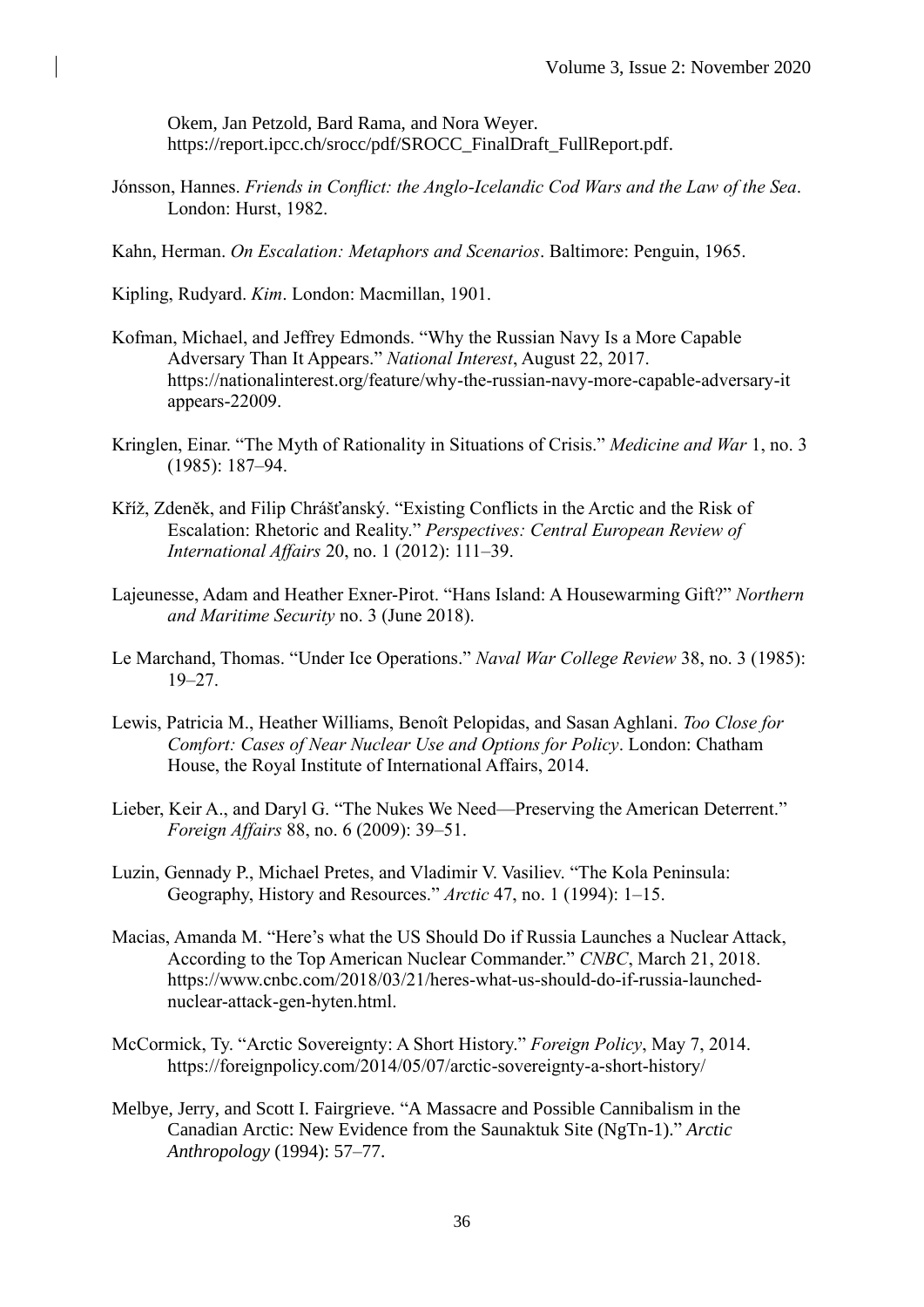Okem, Jan Petzold, Bard Rama, and Nora Weyer. https://report.ipcc.ch/srocc/pdf/SROCC_FinalDraft_FullReport.pdf.

Jónsson, Hannes. *Friends in Conflict: the Anglo-Icelandic Cod Wars and the Law of the Sea*. London: Hurst, 1982.

Kahn, Herman. *On Escalation: Metaphors and Scenarios*. Baltimore: Penguin, 1965.

Kipling, Rudyard. *Kim*. London: Macmillan, 1901.

Kofman, Michael, and Jeffrey Edmonds. "Why the Russian Navy Is a More Capable Adversary Than It Appears." *National Interest*, August 22, 2017. https://nationalinterest.org/feature/why-the-russian-navy-more-capable-adversary-it appears-22009.

Kringlen, Einar. "The Myth of Rationality in Situations of Crisis." *Medicine and War* 1, no. 3 (1985): 187–94.

Kříž, Zdeněk, and Filip Chrášťanský. "Existing Conflicts in the Arctic and the Risk of Escalation: Rhetoric and Reality." *Perspectives: Central European Review of International Affairs* 20, no. 1 (2012): 111–39.

Lajeunesse, Adam and Heather Exner-Pirot. "Hans Island: A Housewarming Gift?" *Northern and Maritime Security* no. 3 (June 2018).

Le Marchand, Thomas. "Under Ice Operations." *Naval War College Review* 38, no. 3 (1985): 19–27.

Lewis, Patricia M., Heather Williams, Benoît Pelopidas, and Sasan Aghlani. *Too Close for Comfort: Cases of Near Nuclear Use and Options for Policy*. London: Chatham House, the Royal Institute of International Affairs, 2014.

Lieber, Keir A., and Daryl G. "The Nukes We Need—Preserving the American Deterrent." *Foreign Affairs* 88, no. 6 (2009): 39–51.

Luzin, Gennady P., Michael Pretes, and Vladimir V. Vasiliev. "The Kola Peninsula: Geography, History and Resources." *Arctic* 47, no. 1 (1994): 1–15.

Macias, Amanda M. "Here's what the US Should Do if Russia Launches a Nuclear Attack, According to the Top American Nuclear Commander." *CNBC*, March 21, 2018. https://www.cnbc.com/2018/03/21/heres-what-us-should-do-if-russia-launched-nuclear-attack-gen-hyten.html.

McCormick, Ty. "Arctic Sovereignty: A Short History." *Foreign Policy*, May 7, 2014. https://foreignpolicy.com/2014/05/07/arctic-sovereignty-a-short-history/

Melbye, Jerry, and Scott I. Fairgrieve. "A Massacre and Possible Cannibalism in the Canadian Arctic: New Evidence from the Saunaktuk Site (NgTn-1)." *Arctic Anthropology* (1994): 57–77.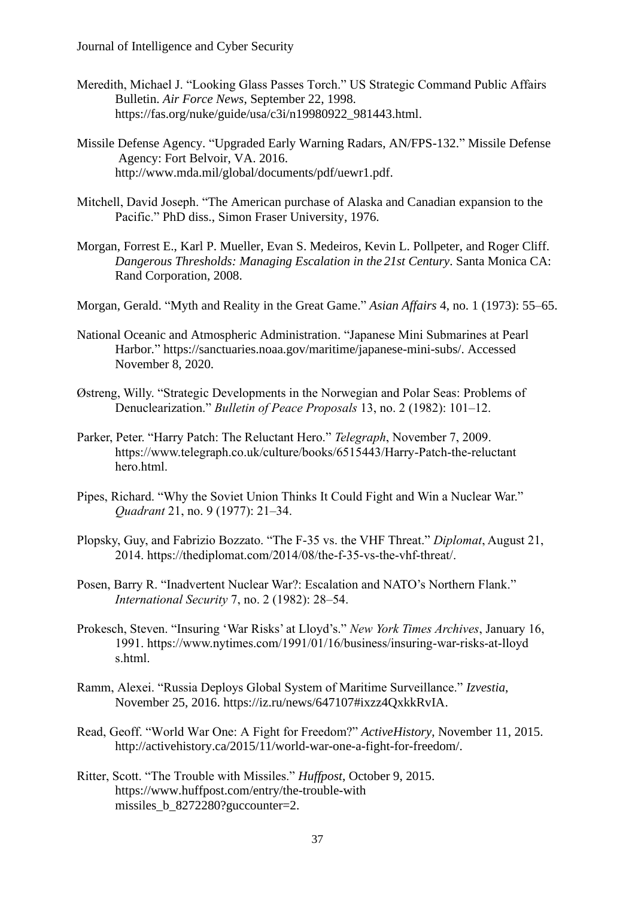Meredith, Michael J. "Looking Glass Passes Torch." US Strategic Command Public Affairs Bulletin. *Air Force News*, September 22, 1998. https://fas.org/nuke/guide/usa/c3i/n19980922_981443.html.

Missile Defense Agency. "Upgraded Early Warning Radars, AN/FPS-132." Missile Defense Agency: Fort Belvoir, VA. 2016. http://www.mda.mil/global/documents/pdf/uewr1.pdf.

Mitchell, David Joseph. "The American purchase of Alaska and Canadian expansion to the Pacific." PhD diss., Simon Fraser University, 1976.

Morgan, Forrest E., Karl P. Mueller, Evan S. Medeiros, Kevin L. Pollpeter, and Roger Cliff. *Dangerous Thresholds: Managing Escalation in the 21st Century*. Santa Monica CA: Rand Corporation, 2008.

Morgan, Gerald. "Myth and Reality in the Great Game." *Asian Affairs* 4, no. 1 (1973): 55–65.

National Oceanic and Atmospheric Administration. "Japanese Mini Submarines at Pearl Harbor." https://sanctuaries.noaa.gov/maritime/japanese-mini-subs/. Accessed November 8, 2020.

Østreng, Willy. "Strategic Developments in the Norwegian and Polar Seas: Problems of Denuclearization." *Bulletin of Peace Proposals* 13, no. 2 (1982): 101–12.

Parker, Peter. "Harry Patch: The Reluctant Hero." *Telegraph*, November 7, 2009. https://www.telegraph.co.uk/culture/books/6515443/Harry-Patch-the-reluctant hero.html.

Pipes, Richard. "Why the Soviet Union Thinks It Could Fight and Win a Nuclear War." *Quadrant* 21, no. 9 (1977): 21–34.

Plopsky, Guy, and Fabrizio Bozzato. "The F-35 vs. the VHF Threat." *Diplomat*, August 21, 2014. https://thediplomat.com/2014/08/the-f-35-vs-the-vhf-threat/.

Posen, Barry R. "Inadvertent Nuclear War?: Escalation and NATO's Northern Flank." *International Security* 7, no. 2 (1982): 28–54.

Prokesch, Steven. "Insuring 'War Risks' at Lloyd's." *New York Times Archives*, January 16, 1991. https://www.nytimes.com/1991/01/16/business/insuring-war-risks-at-lloyd s.html.

Ramm, Alexei. "Russia Deploys Global System of Maritime Surveillance." *Izvestia*, November 25, 2016. https://iz.ru/news/647107#ixzz4QxkkRvIA.

Read, Geoff. "World War One: A Fight for Freedom?" *ActiveHistory*, November 11, 2015. http://activehistory.ca/2015/11/world-war-one-a-fight-for-freedom/.

Ritter, Scott. "The Trouble with Missiles." *Huffpost*, October 9, 2015. https://www.huffpost.com/entry/the-trouble-with missiles_b_8272280?guccounter=2.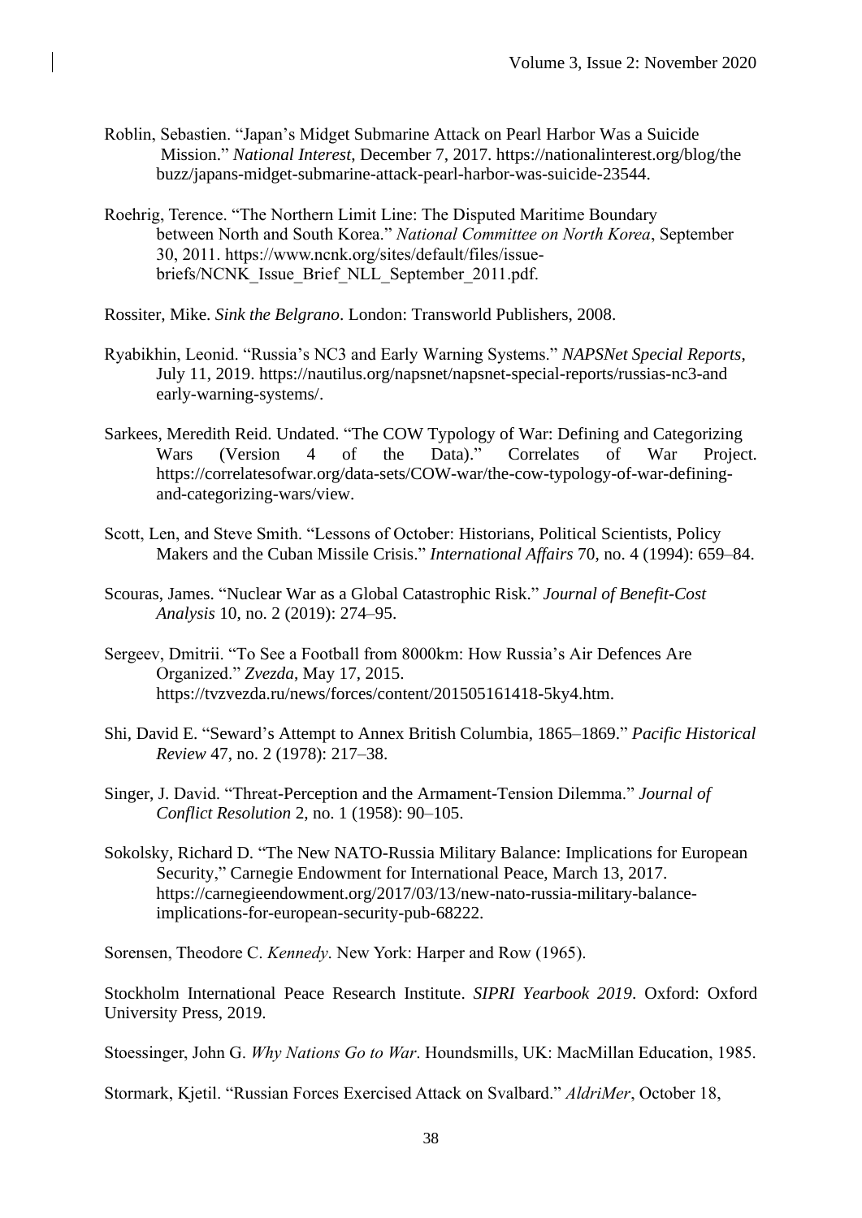Roblin, Sebastien. "Japan's Midget Submarine Attack on Pearl Harbor Was a Suicide Mission." *National Interest,* December 7, 2017. https://nationalinterest.org/blog/the buzz/japans-midget-submarine-attack-pearl-harbor-was-suicide-23544.

Roehrig, Terence. "The Northern Limit Line: The Disputed Maritime Boundary between North and South Korea." *National Committee on North Korea*, September 30, 2011. https://www.ncnk.org/sites/default/files/issue-briefs/NCNK_Issue_Brief_NLL_September_2011.pdf.

Rossiter, Mike. *Sink the Belgrano*. London: Transworld Publishers, 2008.

Ryabikhin, Leonid. "Russia's NC3 and Early Warning Systems." *NAPSNet Special Reports*, July 11, 2019. https://nautilus.org/napsnet/napsnet-special-reports/russias-nc3-and early-warning-systems/.

Sarkees, Meredith Reid. Undated. "The COW Typology of War: Defining and Categorizing Wars (Version 4 of the Data)." Correlates of War Project. https://correlatesofwar.org/data-sets/COW-war/the-cow-typology-of-war-defining-and-categorizing-wars/view.

Scott, Len, and Steve Smith. "Lessons of October: Historians, Political Scientists, Policy Makers and the Cuban Missile Crisis." *International Affairs* 70, no. 4 (1994): 659–84.

Scouras, James. "Nuclear War as a Global Catastrophic Risk." *Journal of Benefit-Cost Analysis* 10, no. 2 (2019): 274–95.

Sergeev, Dmitrii. "To See a Football from 8000km: How Russia's Air Defences Are Organized." *Zvezda*, May 17, 2015. https://tvzvezda.ru/news/forces/content/201505161418-5ky4.htm.

Shi, David E. "Seward's Attempt to Annex British Columbia, 1865–1869." *Pacific Historical Review* 47, no. 2 (1978): 217–38.

Singer, J. David. "Threat-Perception and the Armament-Tension Dilemma." *Journal of Conflict Resolution* 2, no. 1 (1958): 90–105.

Sokolsky, Richard D. "The New NATO-Russia Military Balance: Implications for European Security," Carnegie Endowment for International Peace, March 13, 2017. https://carnegieendowment.org/2017/03/13/new-nato-russia-military-balance-implications-for-european-security-pub-68222.

Sorensen, Theodore C. *Kennedy*. New York: Harper and Row (1965).

Stockholm International Peace Research Institute. *SIPRI Yearbook 2019*. Oxford: Oxford University Press, 2019.

Stoessinger, John G. *Why Nations Go to War*. Houndsmills, UK: MacMillan Education, 1985.

Stormark, Kjetil. "Russian Forces Exercised Attack on Svalbard." *AldriMer*, October 18,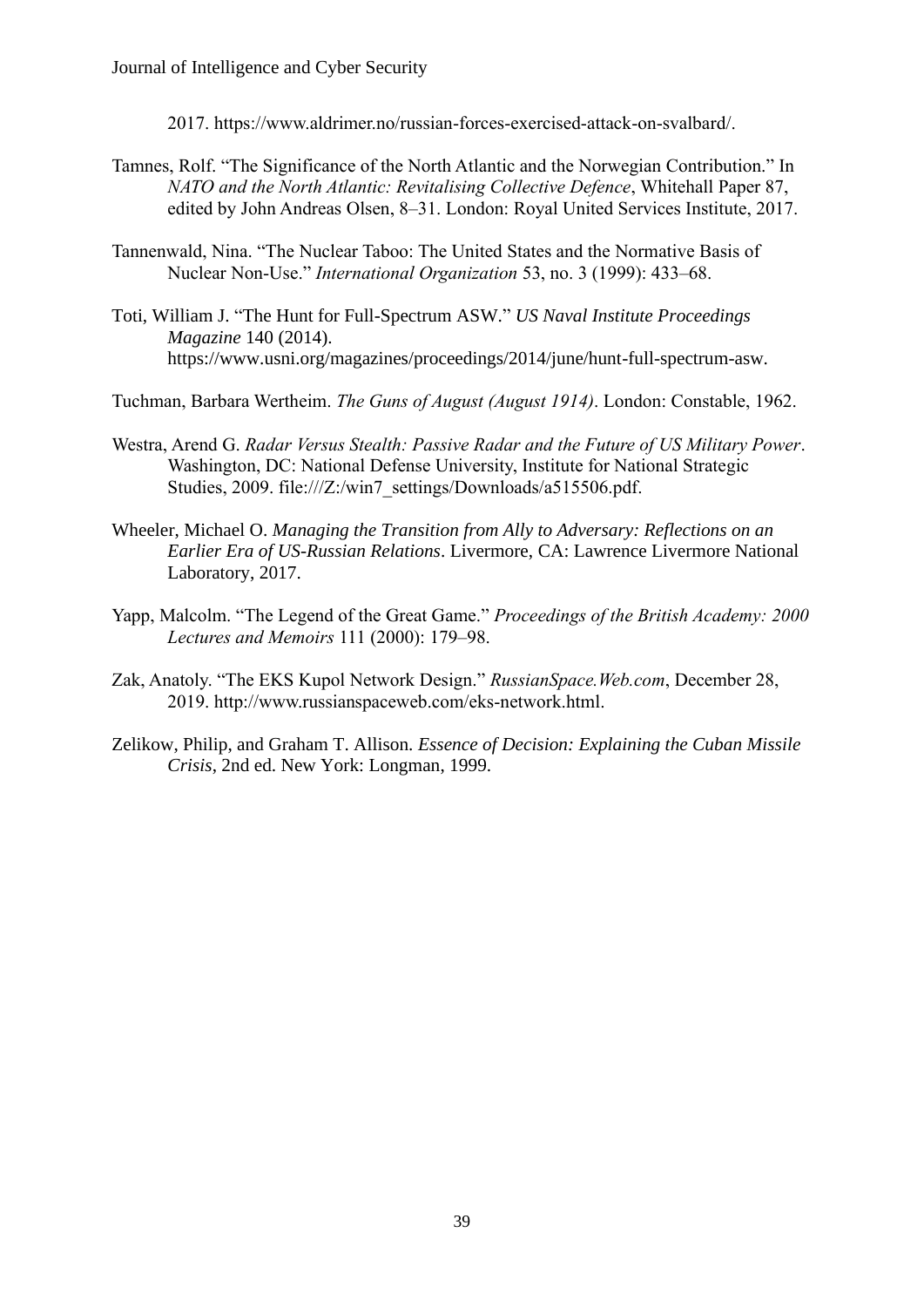2017. https://www.aldrimer.no/russian-forces-exercised-attack-on-svalbard/.

Tamnes, Rolf. "The Significance of the North Atlantic and the Norwegian Contribution." In *NATO and the North Atlantic: Revitalising Collective Defence*, Whitehall Paper 87, edited by John Andreas Olsen, 8–31. London: Royal United Services Institute, 2017.

Tannenwald, Nina. "The Nuclear Taboo: The United States and the Normative Basis of Nuclear Non-Use." *International Organization* 53, no. 3 (1999): 433–68.

Toti, William J. "The Hunt for Full-Spectrum ASW." *US Naval Institute Proceedings Magazine* 140 (2014). https://www.usni.org/magazines/proceedings/2014/june/hunt-full-spectrum-asw.

Tuchman, Barbara Wertheim. *The Guns of August (August 1914)*. London: Constable, 1962.

Westra, Arend G. *Radar Versus Stealth: Passive Radar and the Future of US Military Power*. Washington, DC: National Defense University, Institute for National Strategic Studies, 2009. file:///Z:/win7_settings/Downloads/a515506.pdf.

Wheeler, Michael O. *Managing the Transition from Ally to Adversary: Reflections on an Earlier Era of US-Russian Relations*. Livermore, CA: Lawrence Livermore National Laboratory, 2017.

Yapp, Malcolm. "The Legend of the Great Game." *Proceedings of the British Academy: 2000 Lectures and Memoirs* 111 (2000): 179–98.

Zak, Anatoly. "The EKS Kupol Network Design." *RussianSpace.Web.com*, December 28, 2019. http://www.russianspaceweb.com/eks-network.html.

Zelikow, Philip, and Graham T. Allison. *Essence of Decision: Explaining the Cuban Missile Crisis*, 2nd ed. New York: Longman, 1999.